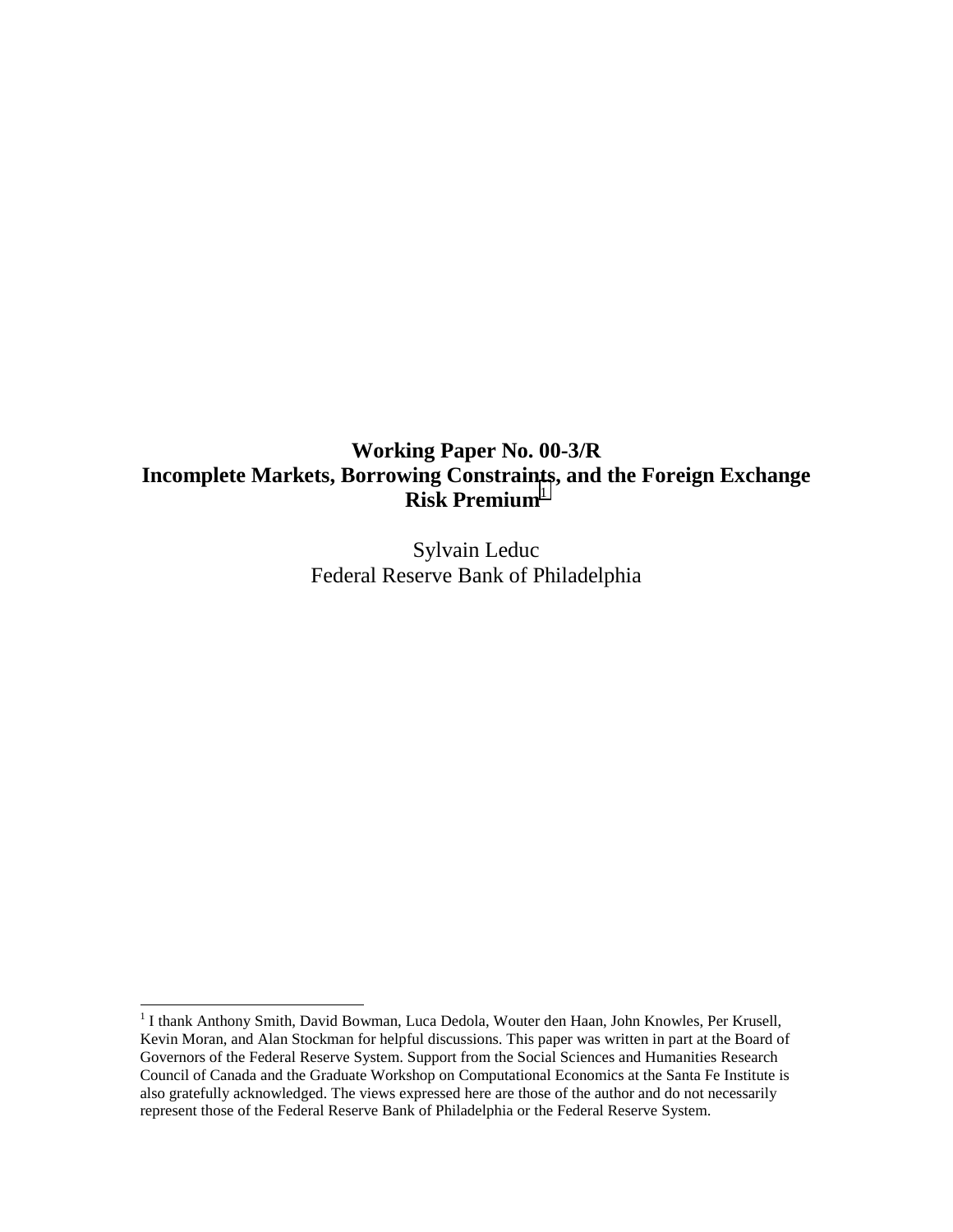# Working Paper No. 00-3/R
# Incomplete Markets, Borrowing Constraints, and the Foreign Exchange Risk Premium[1]

Sylvain Leduc
Federal Reserve Bank of Philadelphia

---

[1] I thank Anthony Smith, David Bowman, Luca Dedola, Wouter den Haan, John Knowles, Per Krusell, Kevin Moran, and Alan Stockman for helpful discussions. This paper was written in part at the Board of Governors of the Federal Reserve System. Support from the Social Sciences and Humanities Research Council of Canada and the Graduate Workshop on Computational Economics at the Santa Fe Institute is also gratefully acknowledged. The views expressed here are those of the author and do not necessarily represent those of the Federal Reserve Bank of Philadelphia or the Federal Reserve System.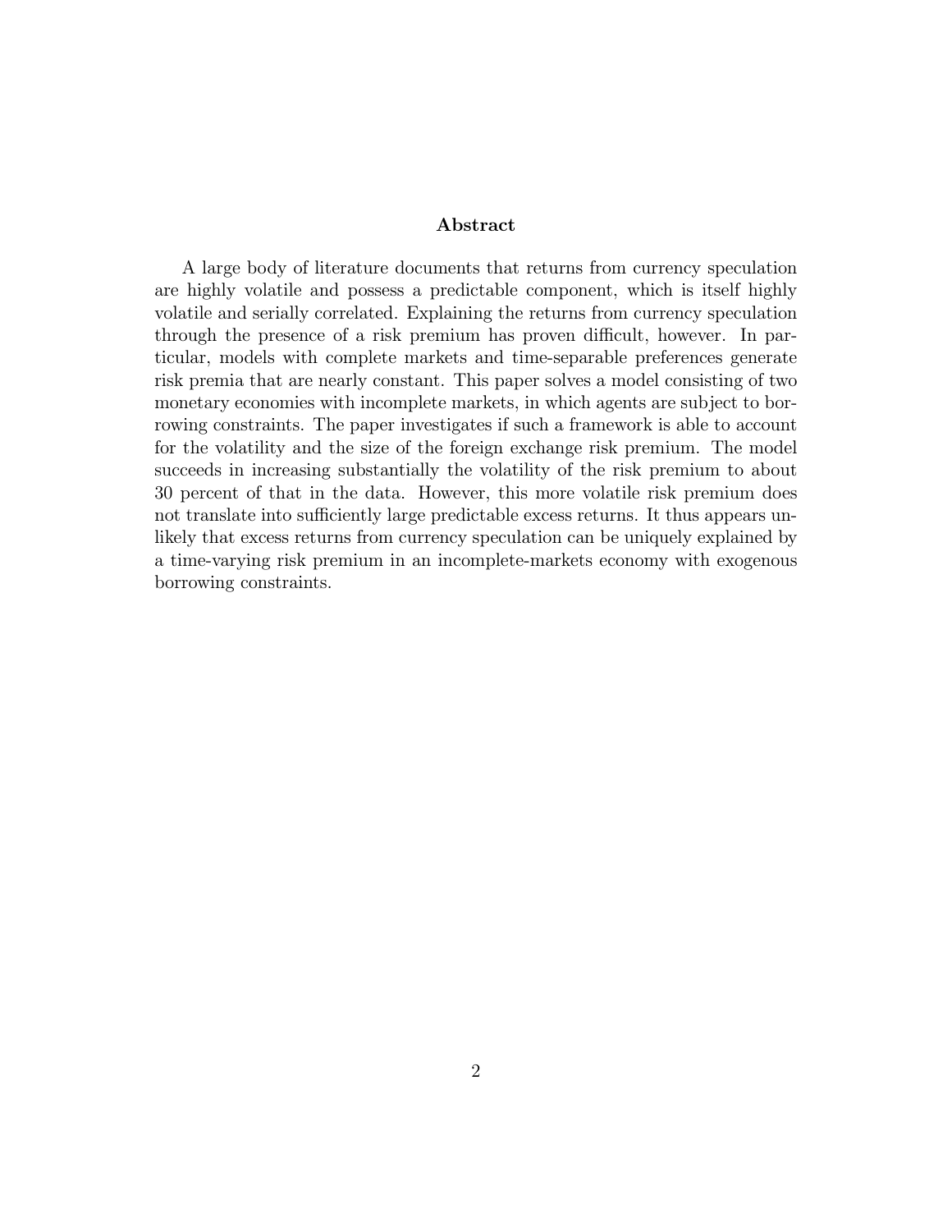## Abstract

A large body of literature documents that returns from currency speculation are highly volatile and possess a predictable component, which is itself highly volatile and serially correlated. Explaining the returns from currency speculation through the presence of a risk premium has proven difficult, however. In particular, models with complete markets and time-separable preferences generate risk premia that are nearly constant. This paper solves a model consisting of two monetary economies with incomplete markets, in which agents are subject to borrowing constraints. The paper investigates if such a framework is able to account for the volatility and the size of the foreign exchange risk premium. The model succeeds in increasing substantially the volatility of the risk premium to about 30 percent of that in the data. However, this more volatile risk premium does not translate into sufficiently large predictable excess returns. It thus appears unlikely that excess returns from currency speculation can be uniquely explained by a time-varying risk premium in an incomplete-markets economy with exogenous borrowing constraints.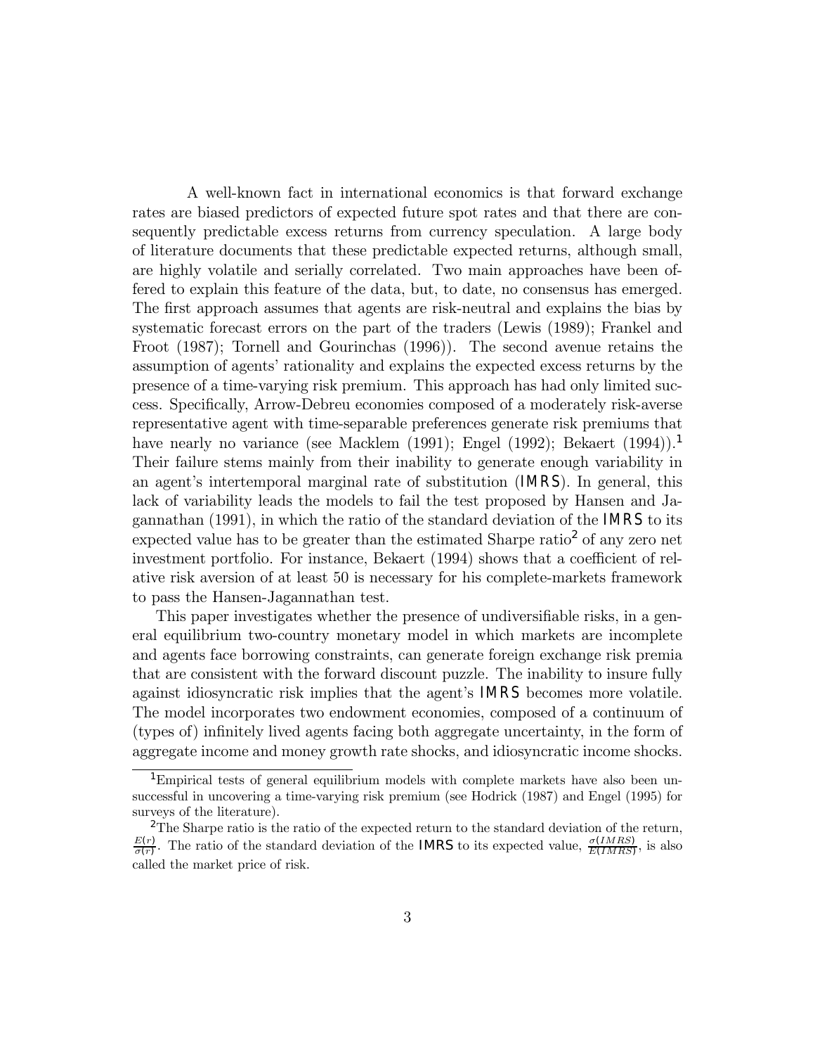A well-known fact in international economics is that forward exchange rates are biased predictors of expected future spot rates and that there are consequently predictable excess returns from currency speculation. A large body of literature documents that these predictable expected returns, although small, are highly volatile and serially correlated. Two main approaches have been offered to explain this feature of the data, but, to date, no consensus has emerged. The first approach assumes that agents are risk-neutral and explains the bias by systematic forecast errors on the part of the traders (Lewis (1989); Frankel and Froot (1987); Tornell and Gourinchas (1996)). The second avenue retains the assumption of agents' rationality and explains the expected excess returns by the presence of a time-varying risk premium. This approach has had only limited success. Specifically, Arrow-Debreu economies composed of a moderately risk-averse representative agent with time-separable preferences generate risk premiums that have nearly no variance (see Macklem (1991); Engel (1992); Bekaert (1994)).[1] Their failure stems mainly from their inability to generate enough variability in an agent's intertemporal marginal rate of substitution (IMRS). In general, this lack of variability leads the models to fail the test proposed by Hansen and Jagannathan (1991), in which the ratio of the standard deviation of the IMRS to its expected value has to be greater than the estimated Sharpe ratio[2] of any zero net investment portfolio. For instance, Bekaert (1994) shows that a coefficient of relative risk aversion of at least 50 is necessary for his complete-markets framework to pass the Hansen-Jagannathan test.

This paper investigates whether the presence of undiversifiable risks, in a general equilibrium two-country monetary model in which markets are incomplete and agents face borrowing constraints, can generate foreign exchange risk premia that are consistent with the forward discount puzzle. The inability to insure fully against idiosyncratic risk implies that the agent's IMRS becomes more volatile. The model incorporates two endowment economies, composed of a continuum of (types of) infinitely lived agents facing both aggregate uncertainty, in the form of aggregate income and money growth rate shocks, and idiosyncratic income shocks.

[1] Empirical tests of general equilibrium models with complete markets have also been unsuccessful in uncovering a time-varying risk premium (see Hodrick (1987) and Engel (1995) for surveys of the literature).

[2] The Sharpe ratio is the ratio of the expected return to the standard deviation of the return, $\frac{E(r)}{\sigma(r)}$. The ratio of the standard deviation of the IMRS to its expected value, $\frac{\sigma(IMRS)}{E(IMRS)}$, is also called the market price of risk.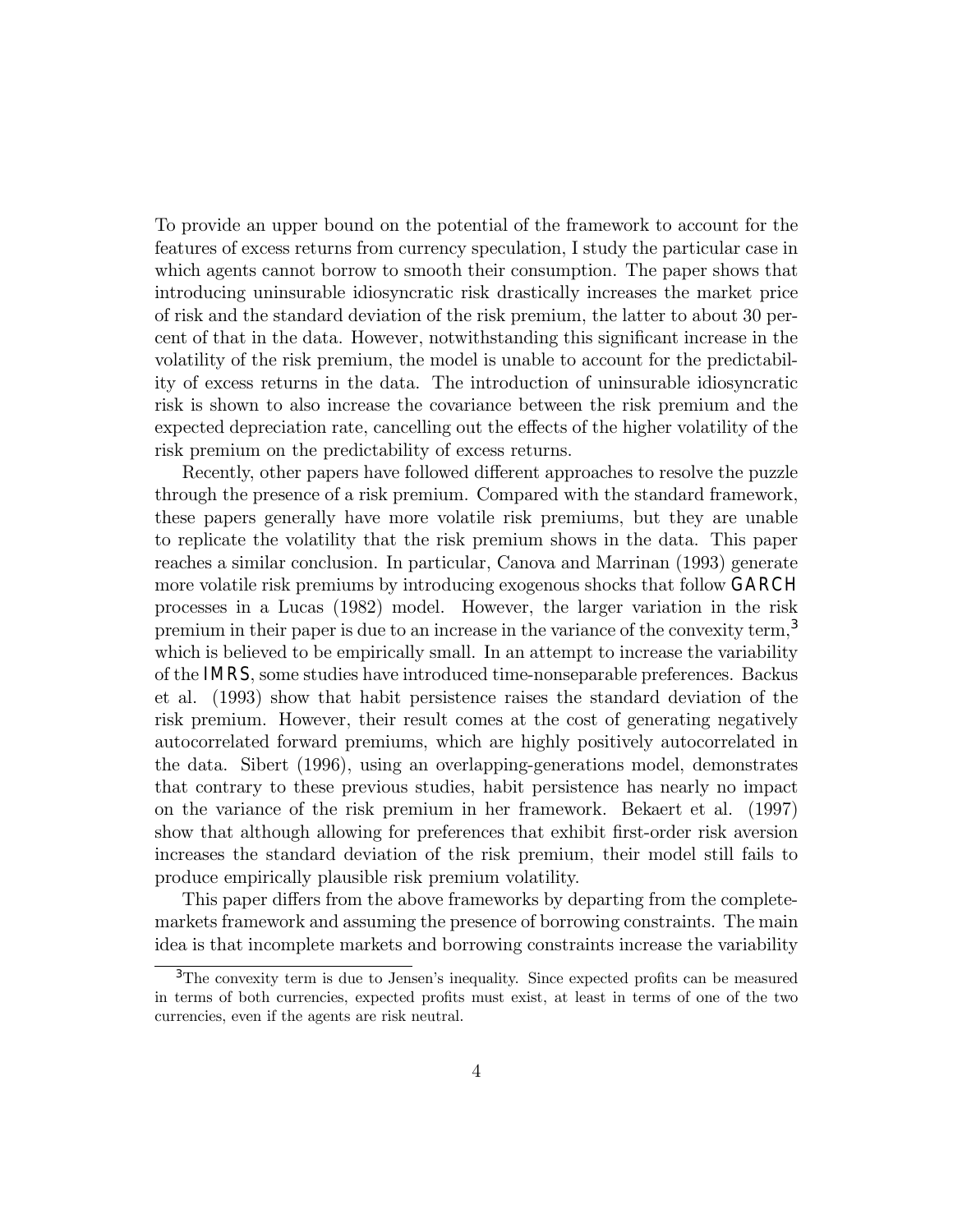To provide an upper bound on the potential of the framework to account for the features of excess returns from currency speculation, I study the particular case in which agents cannot borrow to smooth their consumption. The paper shows that introducing uninsurable idiosyncratic risk drastically increases the market price of risk and the standard deviation of the risk premium, the latter to about 30 percent of that in the data. However, notwithstanding this significant increase in the volatility of the risk premium, the model is unable to account for the predictability of excess returns in the data. The introduction of uninsurable idiosyncratic risk is shown to also increase the covariance between the risk premium and the expected depreciation rate, cancelling out the effects of the higher volatility of the risk premium on the predictability of excess returns.

Recently, other papers have followed different approaches to resolve the puzzle through the presence of a risk premium. Compared with the standard framework, these papers generally have more volatile risk premiums, but they are unable to replicate the volatility that the risk premium shows in the data. This paper reaches a similar conclusion. In particular, Canova and Marrinan (1993) generate more volatile risk premiums by introducing exogenous shocks that follow GARCH processes in a Lucas (1982) model. However, the larger variation in the risk premium in their paper is due to an increase in the variance of the convexity term,[3] which is believed to be empirically small. In an attempt to increase the variability of the IMRS, some studies have introduced time-nonseparable preferences. Backus et al. (1993) show that habit persistence raises the standard deviation of the risk premium. However, their result comes at the cost of generating negatively autocorrelated forward premiums, which are highly positively autocorrelated in the data. Sibert (1996), using an overlapping-generations model, demonstrates that contrary to these previous studies, habit persistence has nearly no impact on the variance of the risk premium in her framework. Bekaert et al. (1997) show that although allowing for preferences that exhibit first-order risk aversion increases the standard deviation of the risk premium, their model still fails to produce empirically plausible risk premium volatility.

This paper differs from the above frameworks by departing from the complete-markets framework and assuming the presence of borrowing constraints. The main idea is that incomplete markets and borrowing constraints increase the variability

[3] The convexity term is due to Jensen's inequality. Since expected profits can be measured in terms of both currencies, expected profits must exist, at least in terms of one of the two currencies, even if the agents are risk neutral.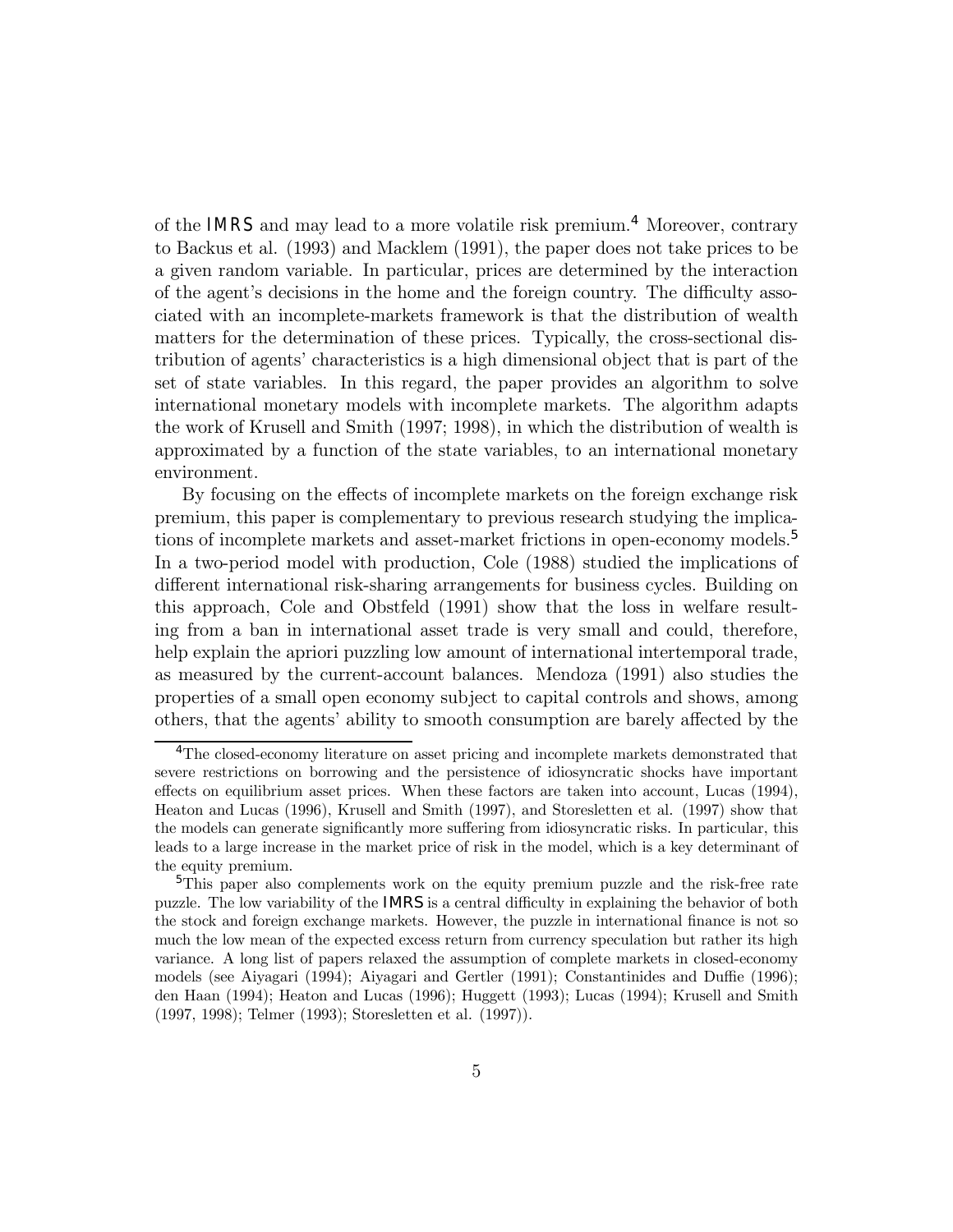of the IMRS and may lead to a more volatile risk premium.[4] Moreover, contrary to Backus et al. (1993) and Macklem (1991), the paper does not take prices to be a given random variable. In particular, prices are determined by the interaction of the agent's decisions in the home and the foreign country. The difficulty associated with an incomplete-markets framework is that the distribution of wealth matters for the determination of these prices. Typically, the cross-sectional distribution of agents' characteristics is a high dimensional object that is part of the set of state variables. In this regard, the paper provides an algorithm to solve international monetary models with incomplete markets. The algorithm adapts the work of Krusell and Smith (1997; 1998), in which the distribution of wealth is approximated by a function of the state variables, to an international monetary environment.

By focusing on the effects of incomplete markets on the foreign exchange risk premium, this paper is complementary to previous research studying the implications of incomplete markets and asset-market frictions in open-economy models.[5] In a two-period model with production, Cole (1988) studied the implications of different international risk-sharing arrangements for business cycles. Building on this approach, Cole and Obstfeld (1991) show that the loss in welfare resulting from a ban in international asset trade is very small and could, therefore, help explain the apriori puzzling low amount of international intertemporal trade, as measured by the current-account balances. Mendoza (1991) also studies the properties of a small open economy subject to capital controls and shows, among others, that the agents' ability to smooth consumption are barely affected by the

[4] The closed-economy literature on asset pricing and incomplete markets demonstrated that severe restrictions on borrowing and the persistence of idiosyncratic shocks have important effects on equilibrium asset prices. When these factors are taken into account, Lucas (1994), Heaton and Lucas (1996), Krusell and Smith (1997), and Storesletten et al. (1997) show that the models can generate significantly more suffering from idiosyncratic risks. In particular, this leads to a large increase in the market price of risk in the model, which is a key determinant of the equity premium.

[5] This paper also complements work on the equity premium puzzle and the risk-free rate puzzle. The low variability of the IMRS is a central difficulty in explaining the behavior of both the stock and foreign exchange markets. However, the puzzle in international finance is not so much the low mean of the expected excess return from currency speculation but rather its high variance. A long list of papers relaxed the assumption of complete markets in closed-economy models (see Aiyagari (1994); Aiyagari and Gertler (1991); Constantinides and Duffie (1996); den Haan (1994); Heaton and Lucas (1996); Huggett (1993); Lucas (1994); Krusell and Smith (1997, 1998); Telmer (1993); Storesletten et al. (1997)).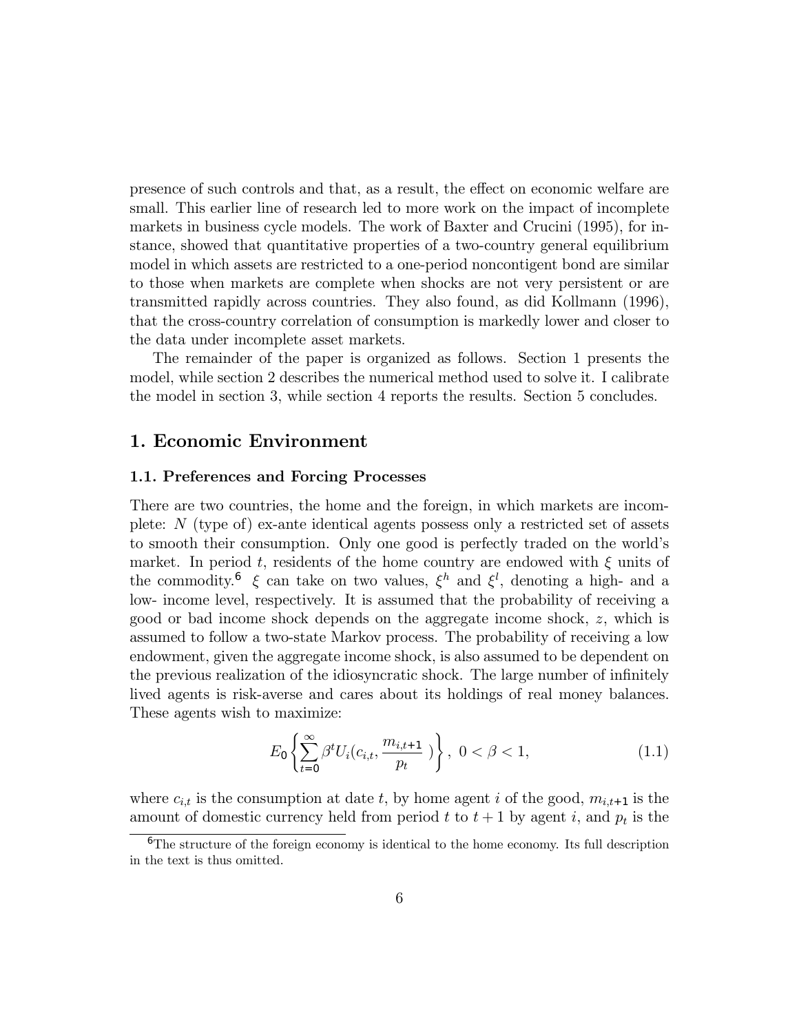presence of such controls and that, as a result, the effect on economic welfare are small. This earlier line of research led to more work on the impact of incomplete markets in business cycle models. The work of Baxter and Crucini (1995), for instance, showed that quantitative properties of a two-country general equilibrium model in which assets are restricted to a one-period noncontigent bond are similar to those when markets are complete when shocks are not very persistent or are transmitted rapidly across countries. They also found, as did Kollmann (1996), that the cross-country correlation of consumption is markedly lower and closer to the data under incomplete asset markets.

The remainder of the paper is organized as follows. Section 1 presents the model, while section 2 describes the numerical method used to solve it. I calibrate the model in section 3, while section 4 reports the results. Section 5 concludes.

## 1. Economic Environment

### 1.1. Preferences and Forcing Processes

There are two countries, the home and the foreign, in which markets are incomplete: $N$ (type of) ex-ante identical agents possess only a restricted set of assets to smooth their consumption. Only one good is perfectly traded on the world's market. In period $t$, residents of the home country are endowed with $\xi$ units of the commodity.[6] $\xi$ can take on two values, $\xi^h$ and $\xi^l$, denoting a high- and a low- income level, respectively. It is assumed that the probability of receiving a good or bad income shock depends on the aggregate income shock, $z$, which is assumed to follow a two-state Markov process. The probability of receiving a low endowment, given the aggregate income shock, is also assumed to be dependent on the previous realization of the idiosyncratic shock. The large number of infinitely lived agents is risk-averse and cares about its holdings of real money balances. These agents wish to maximize:

$$E_0\left\{\sum_{t=0}^{\infty}\beta^t U_i(c_{i,t}, \frac{m_{i,t+1}}{p_t})\right\},\ 0<\beta<1, \tag{1.1}$$

where $c_{i,t}$ is the consumption at date $t$, by home agent $i$ of the good, $m_{i,t+1}$ is the amount of domestic currency held from period $t$ to $t+1$ by agent $i$, and $p_t$ is the

[6] The structure of the foreign economy is identical to the home economy. Its full description in the text is thus omitted.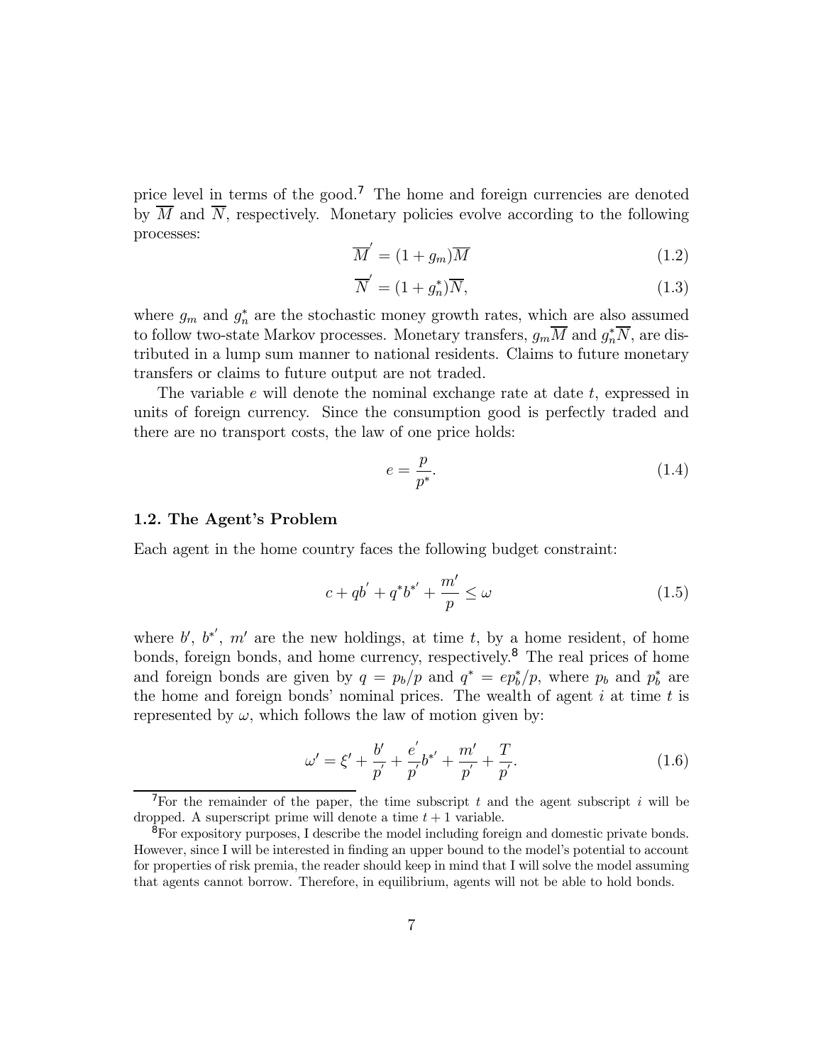price level in terms of the good.[7] The home and foreign currencies are denoted by $\overline{M}$ and $\overline{N}$, respectively. Monetary policies evolve according to the following processes:

$$\overline{M}^{'} = (1 + g_m)\overline{M} \tag{1.2}$$

$$\overline{N}^{'} = (1 + g_n^*)\overline{N}, \tag{1.3}$$

where $g_m$ and $g_n^*$ are the stochastic money growth rates, which are also assumed to follow two-state Markov processes. Monetary transfers, $g_m\overline{M}$ and $g_n^*\overline{N}$, are distributed in a lump sum manner to national residents. Claims to future monetary transfers or claims to future output are not traded.

The variable $e$ will denote the nominal exchange rate at date $t$, expressed in units of foreign currency. Since the consumption good is perfectly traded and there are no transport costs, the law of one price holds:

$$e = \frac{p}{p^*}. \tag{1.4}$$

### 1.2. The Agent's Problem

Each agent in the home country faces the following budget constraint:

$$c + qb^{'} + q^*b^{*^{'}} + \frac{m'}{p} \leq \omega \tag{1.5}$$

where $b'$, $b^{*'}$, $m'$ are the new holdings, at time $t$, by a home resident, of home bonds, foreign bonds, and home currency, respectively.[8] The real prices of home and foreign bonds are given by $q = p_b/p$ and $q^* = ep_b^*/p$, where $p_b$ and $p_b^*$ are the home and foreign bonds' nominal prices. The wealth of agent $i$ at time $t$ is represented by $\omega$, which follows the law of motion given by:

$$\omega' = \xi' + \frac{b'}{p^{'}} + \frac{e^{'}}{p^{'}}b^{*'} + \frac{m'}{p^{'}} + \frac{T}{p^{'}}. \tag{1.6}$$

---

[7] For the remainder of the paper, the time subscript $t$ and the agent subscript $i$ will be dropped. A superscript prime will denote a time $t+1$ variable.

[8] For expository purposes, I describe the model including foreign and domestic private bonds. However, since I will be interested in finding an upper bound to the model's potential to account for properties of risk premia, the reader should keep in mind that I will solve the model assuming that agents cannot borrow. Therefore, in equilibrium, agents will not be able to hold bonds.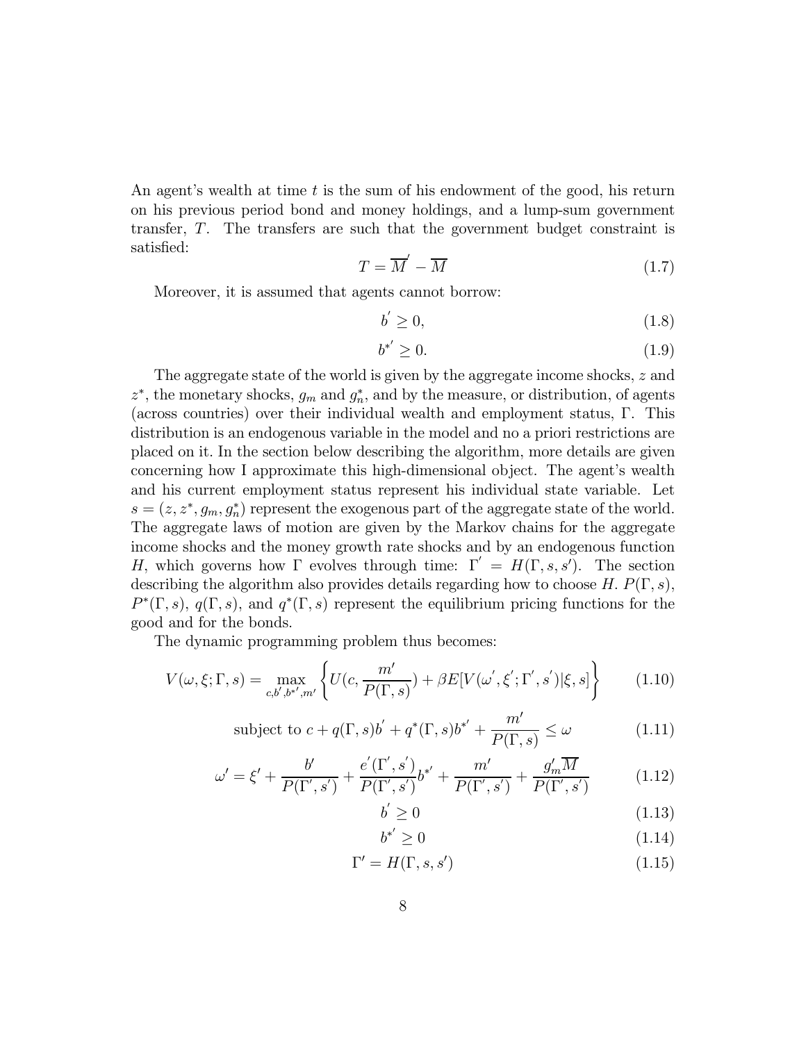An agent's wealth at time $t$ is the sum of his endowment of the good, his return on his previous period bond and money holdings, and a lump-sum government transfer, $T$. The transfers are such that the government budget constraint is satisfied:

$$T = \overline{M}^{'} - \overline{M} \tag{1.7}$$

Moreover, it is assumed that agents cannot borrow:

$$b^{'} \geq 0, \tag{1.8}$$

$$b^{*^{'}} \geq 0. \tag{1.9}$$

The aggregate state of the world is given by the aggregate income shocks, $z$ and $z^*$, the monetary shocks, $g_m$ and $g_n^*$, and by the measure, or distribution, of agents (across countries) over their individual wealth and employment status, $\Gamma$. This distribution is an endogenous variable in the model and no a priori restrictions are placed on it. In the section below describing the algorithm, more details are given concerning how I approximate this high-dimensional object. The agent's wealth and his current employment status represent his individual state variable. Let $s = (z, z^*, g_m, g_n^*)$ represent the exogenous part of the aggregate state of the world. The aggregate laws of motion are given by the Markov chains for the aggregate income shocks and the money growth rate shocks and by an endogenous function $H$, which governs how $\Gamma$ evolves through time: $\Gamma^{'} = H(\Gamma, s, s')$. The section describing the algorithm also provides details regarding how to choose $H$. $P(\Gamma, s)$, $P^*(\Gamma, s)$, $q(\Gamma, s)$, and $q^*(\Gamma, s)$ represent the equilibrium pricing functions for the good and for the bonds.

The dynamic programming problem thus becomes:

$$V(\omega, \xi; \Gamma, s) = \max_{c, b', b^{*'}, m'} \left\{ U(c, \frac{m'}{P(\Gamma, s)}) + \beta E[V(\omega^{'}, \xi^{'}; \Gamma^{'}, s^{'}) | \xi, s] \right\} \tag{1.10}$$

$$\text{subject to } c + q(\Gamma, s) b^{'} + q^*(\Gamma, s) b^{*^{'}} + \frac{m'}{P(\Gamma, s)} \leq \omega \tag{1.11}$$

$$\omega' = \xi' + \frac{b'}{P(\Gamma', s^{'})} + \frac{e^{'}(\Gamma', s^{'})}{P(\Gamma', s^{'})} b^{*'} + \frac{m'}{P(\Gamma', s^{'})} + \frac{g_m' \overline{M}}{P(\Gamma', s^{'})} \tag{1.12}$$

$$b^{'} \geq 0 \tag{1.13}$$

$$b^{*^{'}} \geq 0 \tag{1.14}$$

$$\Gamma' = H(\Gamma, s, s') \tag{1.15}$$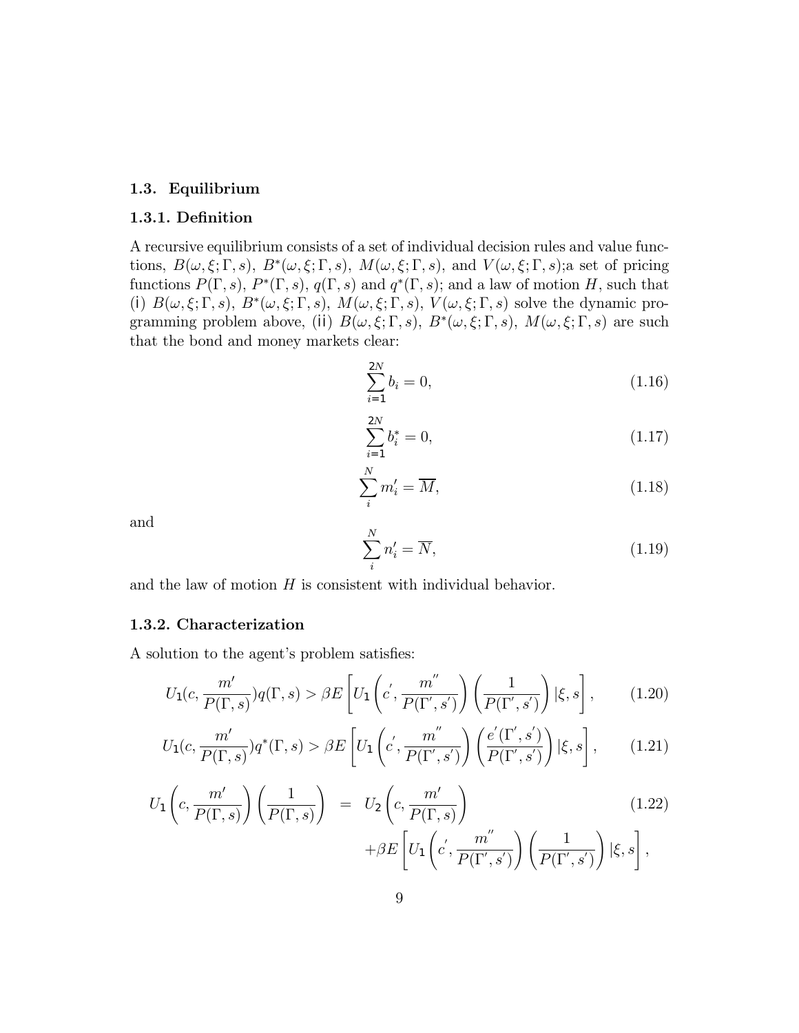## 1.3. Equilibrium

### 1.3.1. Definition

A recursive equilibrium consists of a set of individual decision rules and value functions, $B(\omega,\xi;\Gamma,s)$, $B^{*}(\omega,\xi;\Gamma,s)$, $M(\omega,\xi;\Gamma,s)$, and $V(\omega,\xi;\Gamma,s)$;a set of pricing functions $P(\Gamma,s)$, $P^{*}(\Gamma,s)$, $q(\Gamma,s)$ and $q^{*}(\Gamma,s)$; and a law of motion $H$, such that (i) $B(\omega,\xi;\Gamma,s)$, $B^{*}(\omega,\xi;\Gamma,s)$, $M(\omega,\xi;\Gamma,s)$, $V(\omega,\xi;\Gamma,s)$ solve the dynamic programming problem above, (ii) $B(\omega,\xi;\Gamma,s)$, $B^{*}(\omega,\xi;\Gamma,s)$, $M(\omega,\xi;\Gamma,s)$ are such that the bond and money markets clear:

$$\sum_{i=1}^{2N} b_i = 0, \tag{1.16}$$

$$\sum_{i=1}^{2N} b_i^{*} = 0, \tag{1.17}$$

$$\sum_{i}^{N} m_i' = \overline{M}, \tag{1.18}$$

and

$$\sum_{i}^{N} n_i' = \overline{N}, \tag{1.19}$$

and the law of motion $H$ is consistent with individual behavior.

### 1.3.2. Characterization

A solution to the agent's problem satisfies:

$$U_1(c,\frac{m'}{P(\Gamma,s)})q(\Gamma,s) > \beta E\left[U_1\left(c',\frac{m''}{P(\Gamma',s')}\right)\left(\frac{1}{P(\Gamma',s')}\right)|\xi,s\right], \tag{1.20}$$

$$U_1(c,\frac{m'}{P(\Gamma,s)})q^{*}(\Gamma,s) > \beta E\left[U_1\left(c',\frac{m''}{P(\Gamma',s')}\right)\left(\frac{e'(\Gamma',s')}{P(\Gamma',s')}\right)|\xi,s\right], \tag{1.21}$$

$$\begin{aligned} U_1\left(c,\frac{m'}{P(\Gamma,s)}\right)\left(\frac{1}{P(\Gamma,s)}\right) &= U_2\left(c,\frac{m'}{P(\Gamma,s)}\right) \\ &\quad +\beta E\left[U_1\left(c',\frac{m''}{P(\Gamma',s')}\right)\left(\frac{1}{P(\Gamma',s')}\right)|\xi,s\right], \end{aligned} \tag{1.22}$$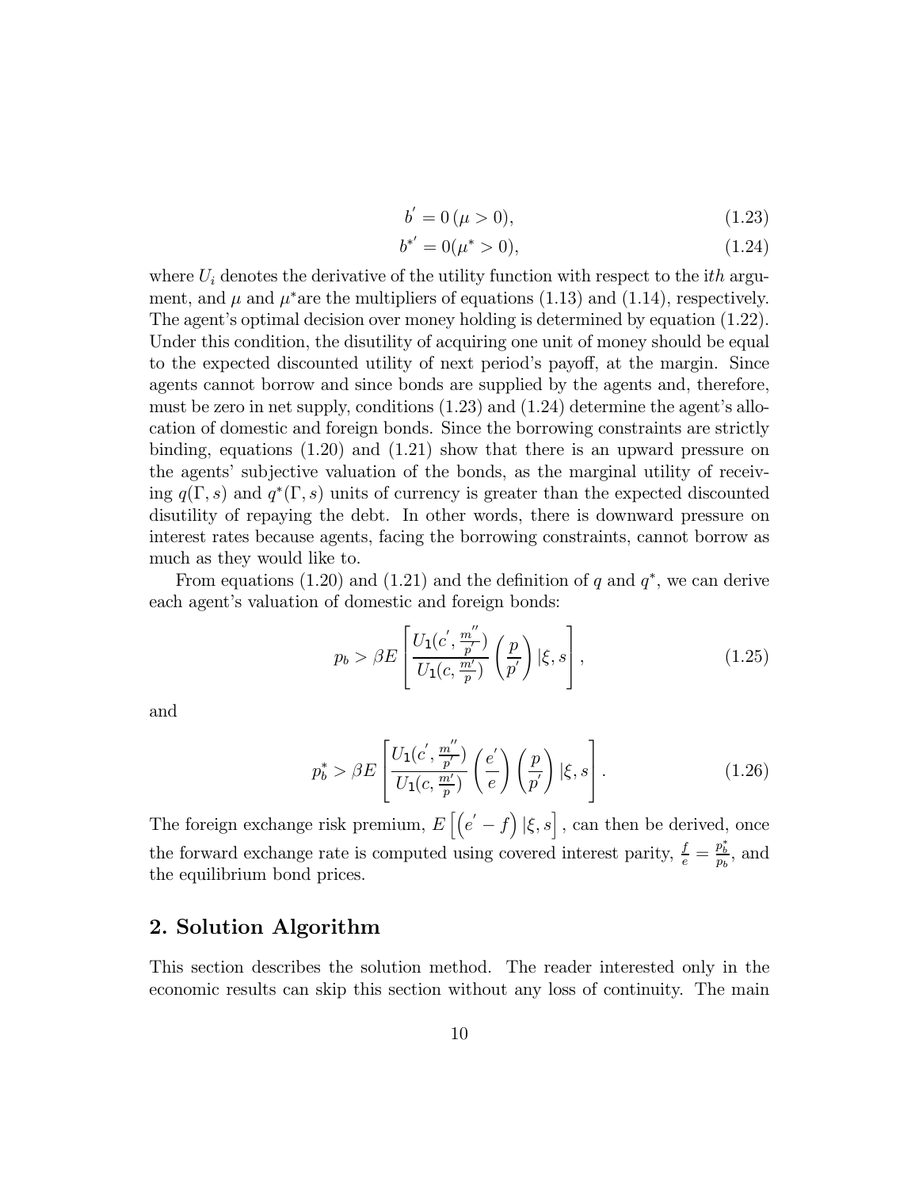$$b^{'} = 0\,(\mu > 0), \tag{1.23}$$

$$b^{*'} = 0(\mu^{*} > 0), \tag{1.24}$$

where $U_i$ denotes the derivative of the utility function with respect to the $ith$ argument, and $\mu$ and $\mu^*$are the multipliers of equations (1.13) and (1.14), respectively. The agent's optimal decision over money holding is determined by equation (1.22). Under this condition, the disutility of acquiring one unit of money should be equal to the expected discounted utility of next period's payoff, at the margin. Since agents cannot borrow and since bonds are supplied by the agents and, therefore, must be zero in net supply, conditions (1.23) and (1.24) determine the agent's allocation of domestic and foreign bonds. Since the borrowing constraints are strictly binding, equations (1.20) and (1.21) show that there is an upward pressure on the agents' subjective valuation of the bonds, as the marginal utility of receiving $q(\Gamma, s)$ and $q^*(\Gamma, s)$ units of currency is greater than the expected discounted disutility of repaying the debt. In other words, there is downward pressure on interest rates because agents, facing the borrowing constraints, cannot borrow as much as they would like to.

From equations (1.20) and (1.21) and the definition of $q$ and $q^*$, we can derive each agent's valuation of domestic and foreign bonds:

$$p_b > \beta E\left[\frac{U_1(c^{'}, \frac{m^{''}}{p^{'}})}{U_1(c, \frac{m^{'}}{p})}\left(\frac{p}{p^{'}}\right)|\xi, s\right], \tag{1.25}$$

and

$$p_b^{*} > \beta E\left[\frac{U_1(c^{'}, \frac{m^{''}}{p^{'}})}{U_1(c, \frac{m^{'}}{p})}\left(\frac{e^{'}}{e}\right)\left(\frac{p}{p^{'}}\right)|\xi, s\right]. \tag{1.26}$$

The foreign exchange risk premium, $E\left[\left(e^{'} - f\right)|\xi, s\right]$, can then be derived, once the forward exchange rate is computed using covered interest parity, $\frac{f}{e} = \frac{p_b^*}{p_b}$, and the equilibrium bond prices.

## 2. Solution Algorithm

This section describes the solution method. The reader interested only in the economic results can skip this section without any loss of continuity. The main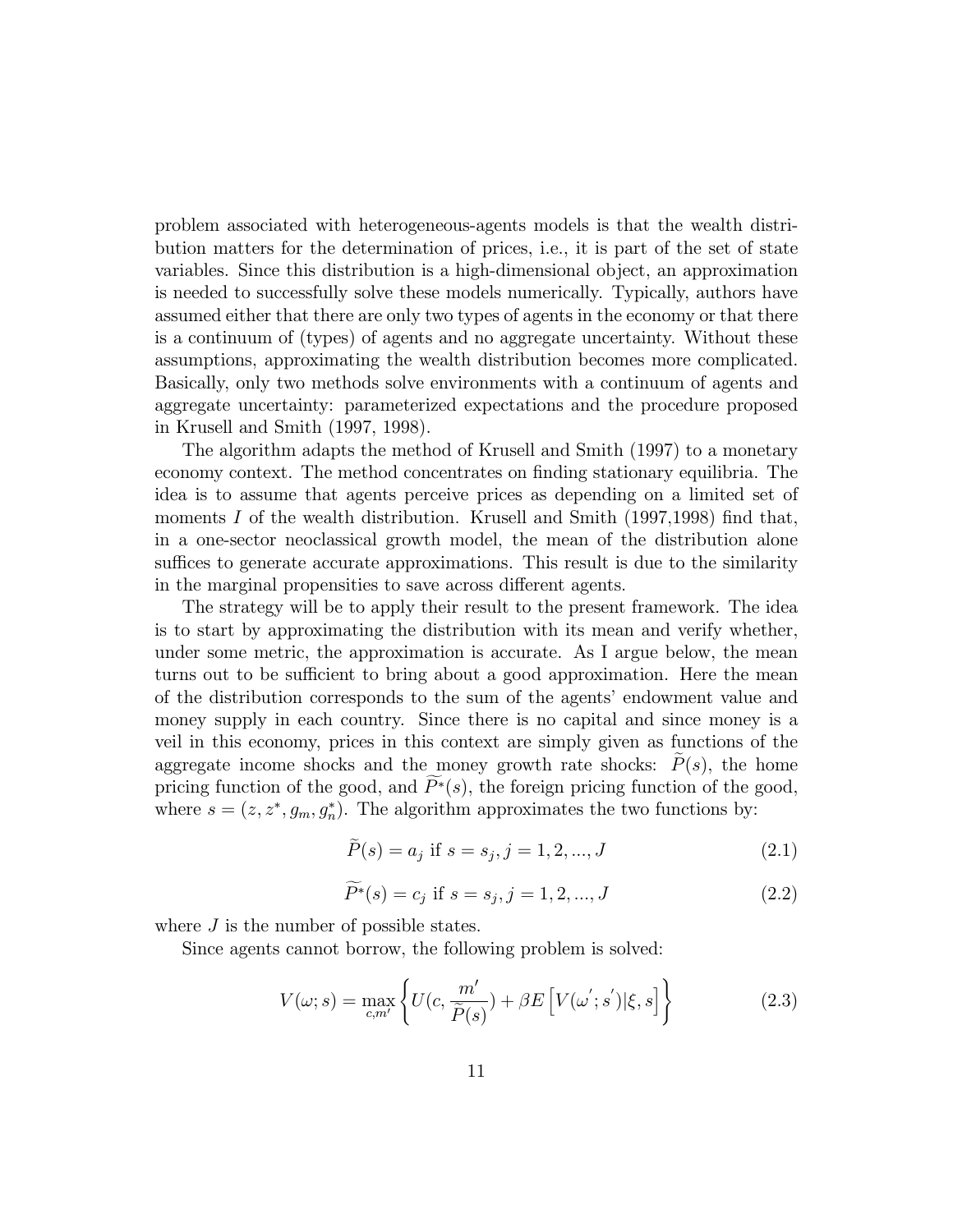problem associated with heterogeneous-agents models is that the wealth distribution matters for the determination of prices, i.e., it is part of the set of state variables. Since this distribution is a high-dimensional object, an approximation is needed to successfully solve these models numerically. Typically, authors have assumed either that there are only two types of agents in the economy or that there is a continuum of (types) of agents and no aggregate uncertainty. Without these assumptions, approximating the wealth distribution becomes more complicated. Basically, only two methods solve environments with a continuum of agents and aggregate uncertainty: parameterized expectations and the procedure proposed in Krusell and Smith (1997, 1998).

The algorithm adapts the method of Krusell and Smith (1997) to a monetary economy context. The method concentrates on finding stationary equilibria. The idea is to assume that agents perceive prices as depending on a limited set of moments $I$ of the wealth distribution. Krusell and Smith (1997,1998) find that, in a one-sector neoclassical growth model, the mean of the distribution alone suffices to generate accurate approximations. This result is due to the similarity in the marginal propensities to save across different agents.

The strategy will be to apply their result to the present framework. The idea is to start by approximating the distribution with its mean and verify whether, under some metric, the approximation is accurate. As I argue below, the mean turns out to be sufficient to bring about a good approximation. Here the mean of the distribution corresponds to the sum of the agents' endowment value and money supply in each country. Since there is no capital and since money is a veil in this economy, prices in this context are simply given as functions of the aggregate income shocks and the money growth rate shocks: $\widetilde{P}(s)$, the home pricing function of the good, and $\widetilde{P^*}(s)$, the foreign pricing function of the good, where $s = (z, z^*, g_m, g_n^*)$. The algorithm approximates the two functions by:

$$\widetilde{P}(s) = a_j \text{ if } s = s_j, j = 1, 2, ..., J \tag{2.1}$$

$$\widetilde{P^*}(s) = c_j \text{ if } s = s_j, j = 1, 2, ..., J \tag{2.2}$$

where $J$ is the number of possible states.

Since agents cannot borrow, the following problem is solved:

$$V(\omega; s) = \max_{c,m'} \left\{ U(c, \frac{m'}{\widetilde{P}(s)}) + \beta E\left[V(\omega'; s')|\xi, s\right] \right\} \tag{2.3}$$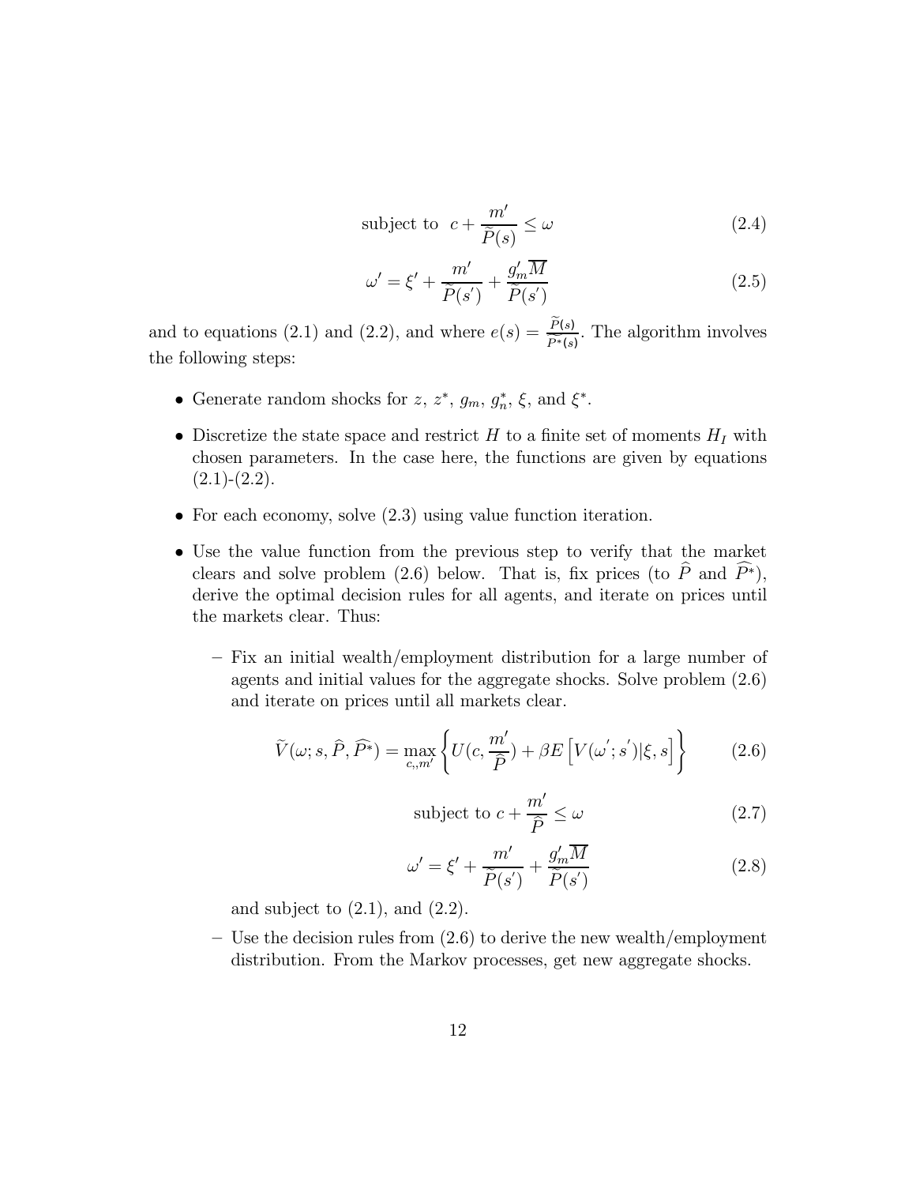$$\text{subject to } \; c + \frac{m'}{\widetilde{P}(s)} \leq \omega \tag{2.4}$$

$$\omega' = \xi' + \frac{m'}{\widetilde{P}(s')} + \frac{g_m' \overline{M}}{\widetilde{P}(s')} \tag{2.5}$$

and to equations (2.1) and (2.2), and where $e(s) = \frac{\widetilde{P}(s)}{\widetilde{P^*}(s)}$. The algorithm involves the following steps:

- Generate random shocks for $z$, $z^*$, $g_m$, $g_n^*$, $\xi$, and $\xi^*$.
- Discretize the state space and restrict $H$ to a finite set of moments $H_I$ with chosen parameters. In the case here, the functions are given by equations (2.1)-(2.2).
- For each economy, solve (2.3) using value function iteration.
- Use the value function from the previous step to verify that the market clears and solve problem (2.6) below. That is, fix prices (to $\widehat{P}$ and $\widehat{P^*}$), derive the optimal decision rules for all agents, and iterate on prices until the markets clear. Thus:
  - Fix an initial wealth/employment distribution for a large number of agents and initial values for the aggregate shocks. Solve problem (2.6) and iterate on prices until all markets clear.

$$\widetilde{V}(\omega; s, \widehat{P}, \widehat{P^*}) = \max_{c,,m'} \left\{ U(c, \frac{m'}{\widehat{P}}) + \beta E\left[ V(\omega'; s') | \xi, s \right] \right\} \tag{2.6}$$

$$\text{subject to } c + \frac{m'}{\widehat{P}} \leq \omega \tag{2.7}$$

$$\omega' = \xi' + \frac{m'}{\widetilde{P}(s')} + \frac{g_m' \overline{M}}{\widetilde{P}(s')} \tag{2.8}$$

  and subject to (2.1), and (2.2).

  - Use the decision rules from (2.6) to derive the new wealth/employment distribution. From the Markov processes, get new aggregate shocks.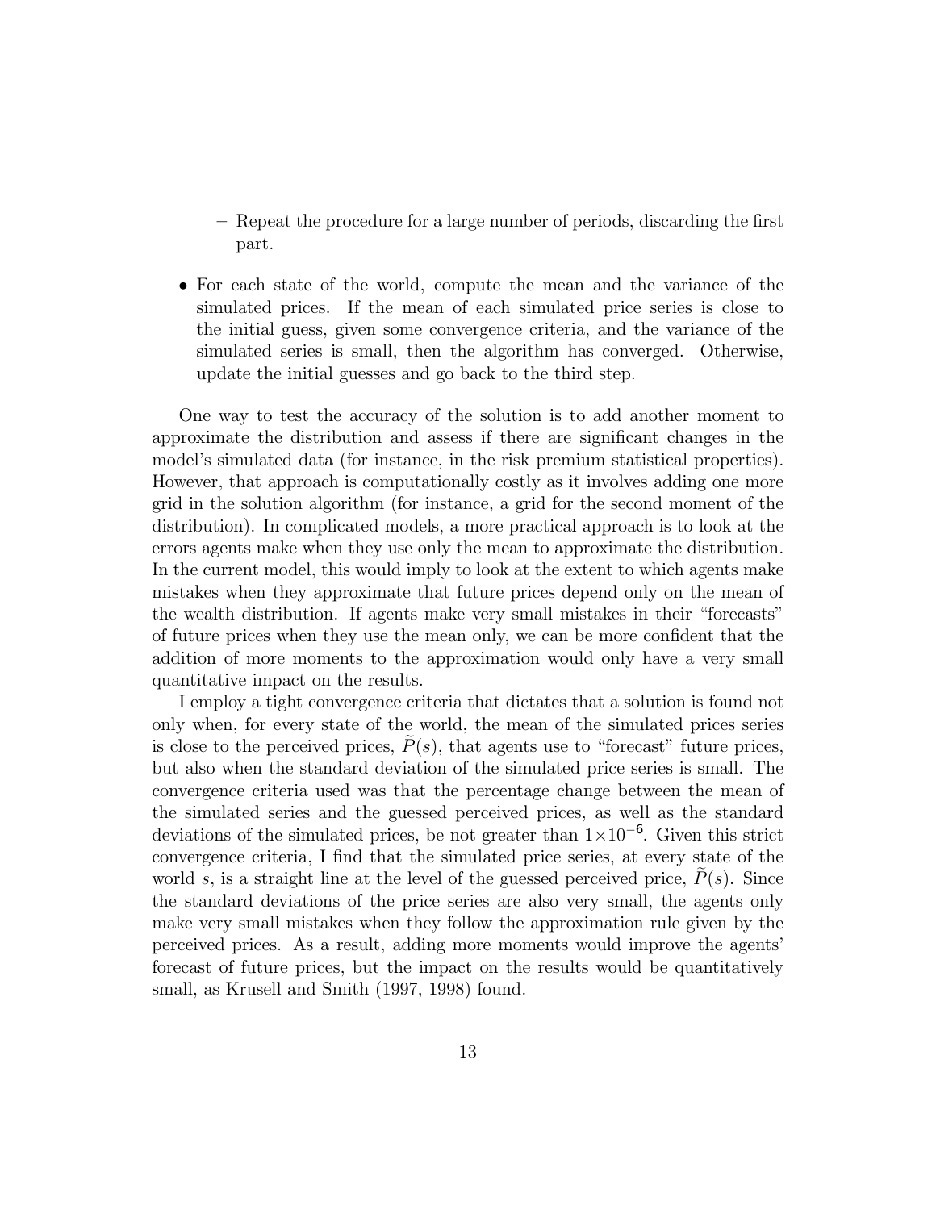- Repeat the procedure for a large number of periods, discarding the first part.

- For each state of the world, compute the mean and the variance of the simulated prices. If the mean of each simulated price series is close to the initial guess, given some convergence criteria, and the variance of the simulated series is small, then the algorithm has converged. Otherwise, update the initial guesses and go back to the third step.

One way to test the accuracy of the solution is to add another moment to approximate the distribution and assess if there are significant changes in the model's simulated data (for instance, in the risk premium statistical properties). However, that approach is computationally costly as it involves adding one more grid in the solution algorithm (for instance, a grid for the second moment of the distribution). In complicated models, a more practical approach is to look at the errors agents make when they use only the mean to approximate the distribution. In the current model, this would imply to look at the extent to which agents make mistakes when they approximate that future prices depend only on the mean of the wealth distribution. If agents make very small mistakes in their "forecasts" of future prices when they use the mean only, we can be more confident that the addition of more moments to the approximation would only have a very small quantitative impact on the results.

I employ a tight convergence criteria that dictates that a solution is found not only when, for every state of the world, the mean of the simulated prices series is close to the perceived prices, $\widetilde{P}(s)$, that agents use to "forecast" future prices, but also when the standard deviation of the simulated price series is small. The convergence criteria used was that the percentage change between the mean of the simulated series and the guessed perceived prices, as well as the standard deviations of the simulated prices, be not greater than $1 \times 10^{-6}$. Given this strict convergence criteria, I find that the simulated price series, at every state of the world $s$, is a straight line at the level of the guessed perceived price, $\widetilde{P}(s)$. Since the standard deviations of the price series are also very small, the agents only make very small mistakes when they follow the approximation rule given by the perceived prices. As a result, adding more moments would improve the agents' forecast of future prices, but the impact on the results would be quantitatively small, as Krusell and Smith (1997, 1998) found.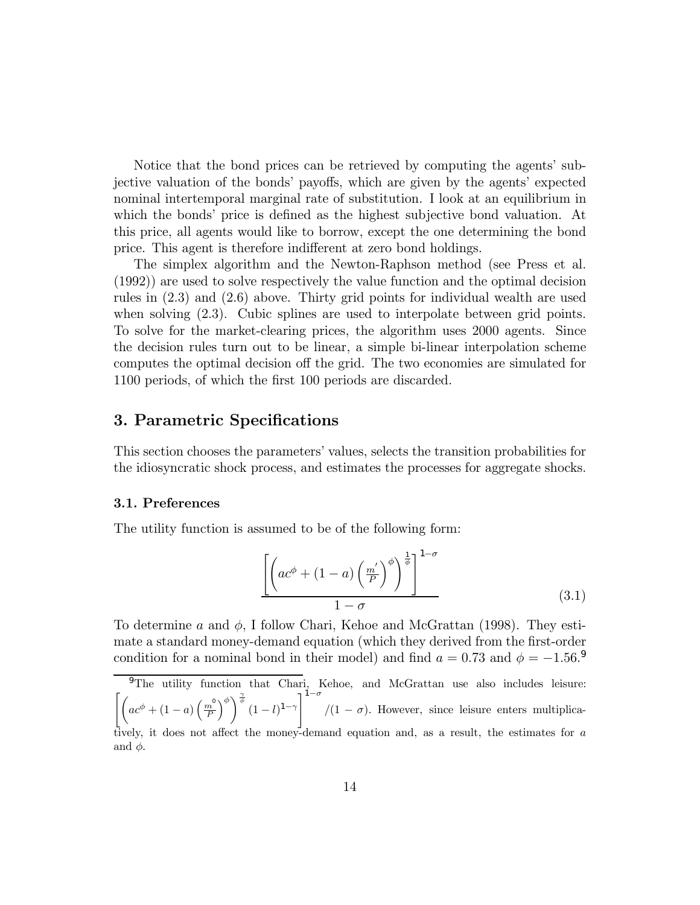Notice that the bond prices can be retrieved by computing the agents' subjective valuation of the bonds' payoffs, which are given by the agents' expected nominal intertemporal marginal rate of substitution. I look at an equilibrium in which the bonds' price is defined as the highest subjective bond valuation. At this price, all agents would like to borrow, except the one determining the bond price. This agent is therefore indifferent at zero bond holdings.

The simplex algorithm and the Newton-Raphson method (see Press et al. (1992)) are used to solve respectively the value function and the optimal decision rules in (2.3) and (2.6) above. Thirty grid points for individual wealth are used when solving (2.3). Cubic splines are used to interpolate between grid points. To solve for the market-clearing prices, the algorithm uses 2000 agents. Since the decision rules turn out to be linear, a simple bi-linear interpolation scheme computes the optimal decision off the grid. The two economies are simulated for 1100 periods, of which the first 100 periods are discarded.

## 3. Parametric Specifications

This section chooses the parameters' values, selects the transition probabilities for the idiosyncratic shock process, and estimates the processes for aggregate shocks.

### 3.1. Preferences

The utility function is assumed to be of the following form:

$$\frac{\left[\left(ac^{\phi}+(1-a)\left(\frac{m'}{P}\right)^{\phi}\right)^{\frac{1}{\phi}}\right]^{1-\sigma}}{1-\sigma} \tag{3.1}$$

To determine $a$ and $\phi$, I follow Chari, Kehoe and McGrattan (1998). They estimate a standard money-demand equation (which they derived from the first-order condition for a nominal bond in their model) and find $a = 0.73$ and $\phi = -1.56$.[9]

[9] The utility function that Chari, Kehoe, and McGrattan use also includes leisure: $\left[\left(ac^{\phi}+(1-a)\left(\frac{m^{0}}{P}\right)^{\phi}\right)^{\frac{\gamma}{\phi}}(1-l)^{1-\gamma}\right]^{1-\sigma}/(1-\sigma)$. However, since leisure enters multiplicatively, it does not affect the money-demand equation and, as a result, the estimates for $a$ and $\phi$.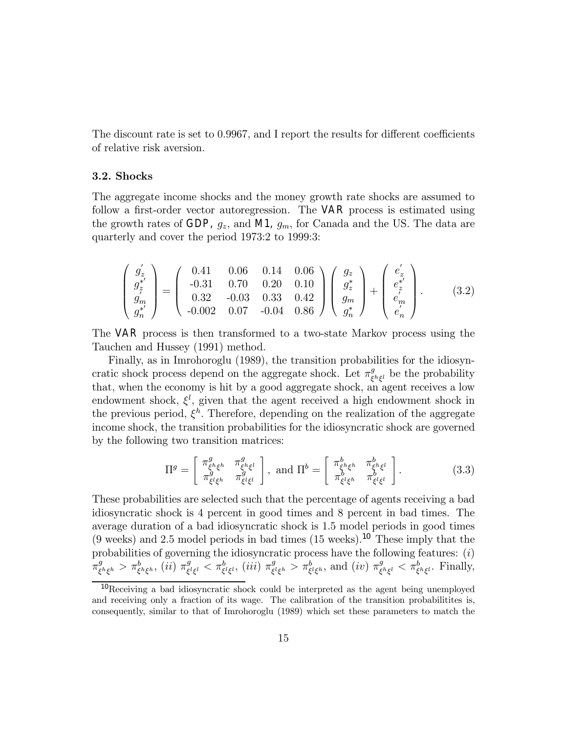The discount rate is set to 0.9967, and I report the results for different coefficients of relative risk aversion.

### 3.2. Shocks

The aggregate income shocks and the money growth rate shocks are assumed to follow a first-order vector autoregression. The VAR process is estimated using the growth rates of GDP, $g_z$, and M1, $g_m$, for Canada and the US. The data are quarterly and cover the period 1973:2 to 1999:3:

$$\begin{pmatrix} g_z^{'} \\ g_z^{*'} \\ g_m^{'} \\ g_n^{*'} \end{pmatrix} = \begin{pmatrix} 0.41 & 0.06 & 0.14 & 0.06 \\ -0.31 & 0.70 & 0.20 & 0.10 \\ 0.32 & -0.03 & 0.33 & 0.42 \\ -0.002 & 0.07 & -0.04 & 0.86 \end{pmatrix} \begin{pmatrix} g_z \\ g_z^* \\ g_m \\ g_n^* \end{pmatrix} + \begin{pmatrix} e_z^{'} \\ e_z^{*'} \\ e_m^{'} \\ e_n^{'} \end{pmatrix}. \tag{3.2}$$

The VAR process is then transformed to a two-state Markov process using the Tauchen and Hussey (1991) method.

Finally, as in Imrohoroglu (1989), the transition probabilities for the idiosyncratic shock process depend on the aggregate shock. Let $\pi^g_{\xi^h\xi^l}$ be the probability that, when the economy is hit by a good aggregate shock, an agent receives a low endowment shock, $\xi^l$, given that the agent received a high endowment shock in the previous period, $\xi^h$. Therefore, depending on the realization of the aggregate income shock, the transition probabilities for the idiosyncratic shock are governed by the following two transition matrices:

$$\Pi^g = \begin{bmatrix} \pi^g_{\xi^h\xi^h} & \pi^g_{\xi^h\xi^l} \\ \pi^g_{\xi^l\xi^h} & \pi^g_{\xi^l\xi^l} \end{bmatrix}, \text{ and } \Pi^b = \begin{bmatrix} \pi^b_{\xi^h\xi^h} & \pi^b_{\xi^h\xi^l} \\ \pi^b_{\xi^l\xi^h} & \pi^b_{\xi^l\xi^l} \end{bmatrix}. \tag{3.3}$$

These probabilities are selected such that the percentage of agents receiving a bad idiosyncratic shock is 4 percent in good times and 8 percent in bad times. The average duration of a bad idiosyncratic shock is 1.5 model periods in good times (9 weeks) and 2.5 model periods in bad times (15 weeks).[10] These imply that the probabilities of governing the idiosyncratic process have the following features: $(i)$ $\pi^g_{\xi^h\xi^h} > \pi^b_{\xi^h\xi^h}$, $(ii)$ $\pi^g_{\xi^l\xi^l} < \pi^b_{\xi^l\xi^l}$, $(iii)$ $\pi^g_{\xi^l\xi^h} > \pi^b_{\xi^l\xi^h}$, and $(iv)$ $\pi^g_{\xi^h\xi^l} < \pi^b_{\xi^h\xi^l}$. Finally,

[10] Receiving a bad idiosyncratic shock could be interpreted as the agent being unemployed and receiving only a fraction of its wage. The calibration of the transition probabilitites is, consequently, similar to that of Imrohoroglu (1989) which set these parameters to match the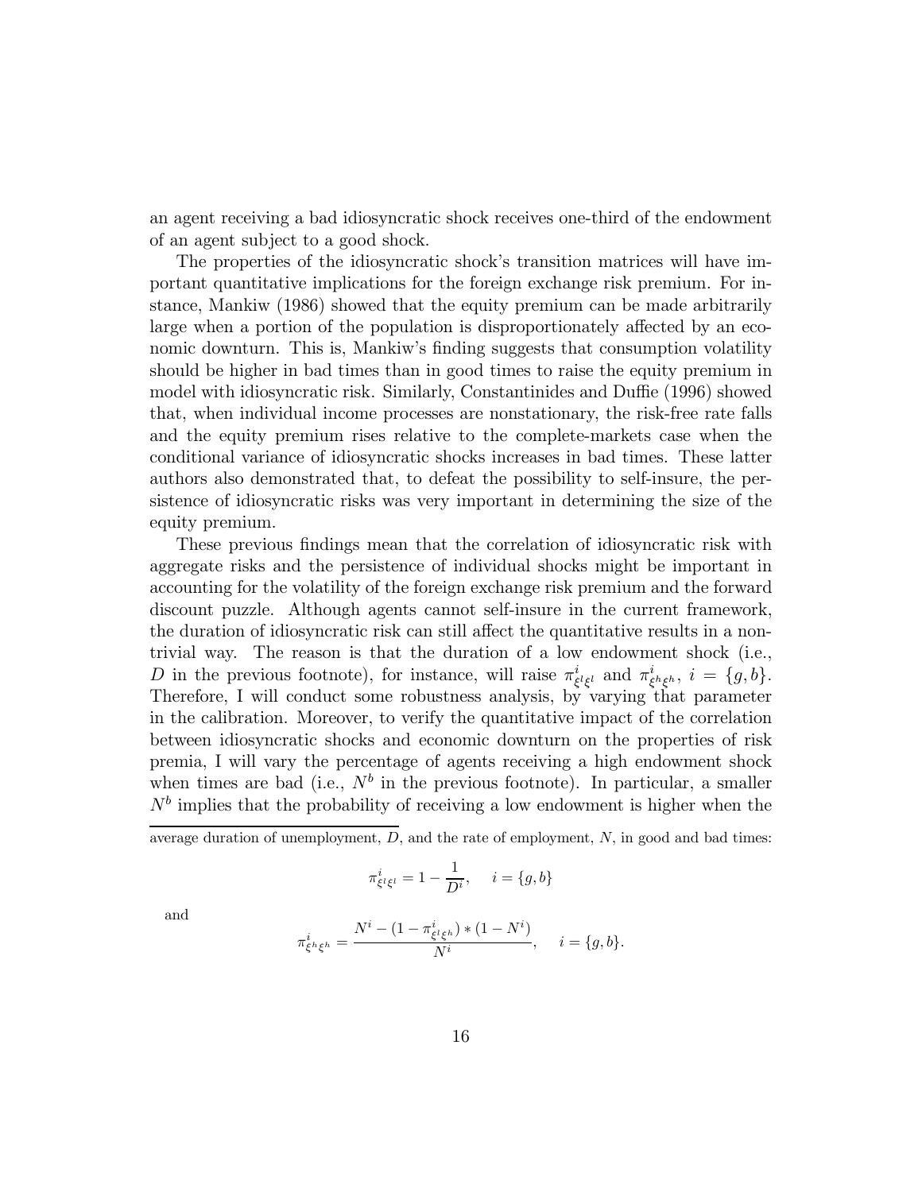an agent receiving a bad idiosyncratic shock receives one-third of the endowment of an agent subject to a good shock.

The properties of the idiosyncratic shock's transition matrices will have important quantitative implications for the foreign exchange risk premium. For instance, Mankiw (1986) showed that the equity premium can be made arbitrarily large when a portion of the population is disproportionately affected by an economic downturn. This is, Mankiw's finding suggests that consumption volatility should be higher in bad times than in good times to raise the equity premium in model with idiosyncratic risk. Similarly, Constantinides and Duffie (1996) showed that, when individual income processes are nonstationary, the risk-free rate falls and the equity premium rises relative to the complete-markets case when the conditional variance of idiosyncratic shocks increases in bad times. These latter authors also demonstrated that, to defeat the possibility to self-insure, the persistence of idiosyncratic risks was very important in determining the size of the equity premium.

These previous findings mean that the correlation of idiosyncratic risk with aggregate risks and the persistence of individual shocks might be important in accounting for the volatility of the foreign exchange risk premium and the forward discount puzzle. Although agents cannot self-insure in the current framework, the duration of idiosyncratic risk can still affect the quantitative results in a nontrivial way. The reason is that the duration of a low endowment shock (i.e., $D$ in the previous footnote), for instance, will raise $\pi^i_{\xi^l\xi^l}$ and $\pi^i_{\xi^h\xi^h}$, $i = \{g, b\}$. Therefore, I will conduct some robustness analysis, by varying that parameter in the calibration. Moreover, to verify the quantitative impact of the correlation between idiosyncratic shocks and economic downturn on the properties of risk premia, I will vary the percentage of agents receiving a high endowment shock when times are bad (i.e., $N^b$ in the previous footnote). In particular, a smaller $N^b$ implies that the probability of receiving a low endowment is higher when the

---

average duration of unemployment, $D$, and the rate of employment, $N$, in good and bad times:

$$\pi^i_{\xi^l\xi^l} = 1 - \frac{1}{D^i}, \quad i = \{g, b\}$$

and

$$\pi^i_{\xi^h\xi^h} = \frac{N^i - (1 - \pi^i_{\xi^l\xi^h}) * (1 - N^i)}{N^i}, \quad i = \{g, b\}.$$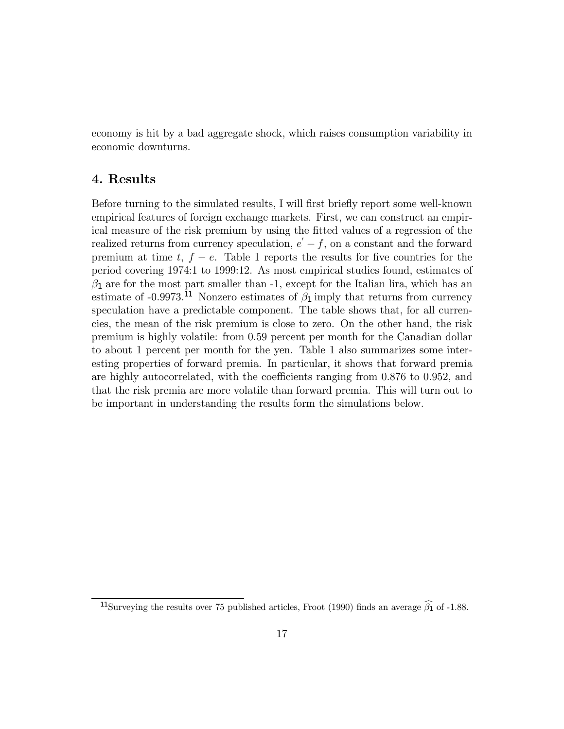economy is hit by a bad aggregate shock, which raises consumption variability in economic downturns.

## 4. Results

Before turning to the simulated results, I will first briefly report some well-known empirical features of foreign exchange markets. First, we can construct an empirical measure of the risk premium by using the fitted values of a regression of the realized returns from currency speculation, $e' - f$, on a constant and the forward premium at time $t$, $f - e$. Table 1 reports the results for five countries for the period covering 1974:1 to 1999:12. As most empirical studies found, estimates of $\beta_1$ are for the most part smaller than -1, except for the Italian lira, which has an estimate of -0.9973.[11] Nonzero estimates of $\beta_1$ imply that returns from currency speculation have a predictable component. The table shows that, for all currencies, the mean of the risk premium is close to zero. On the other hand, the risk premium is highly volatile: from 0.59 percent per month for the Canadian dollar to about 1 percent per month for the yen. Table 1 also summarizes some interesting properties of forward premia. In particular, it shows that forward premia are highly autocorrelated, with the coefficients ranging from 0.876 to 0.952, and that the risk premia are more volatile than forward premia. This will turn out to be important in understanding the results form the simulations below.

[11] Surveying the results over 75 published articles, Froot (1990) finds an average $\widehat{\beta_1}$ of -1.88.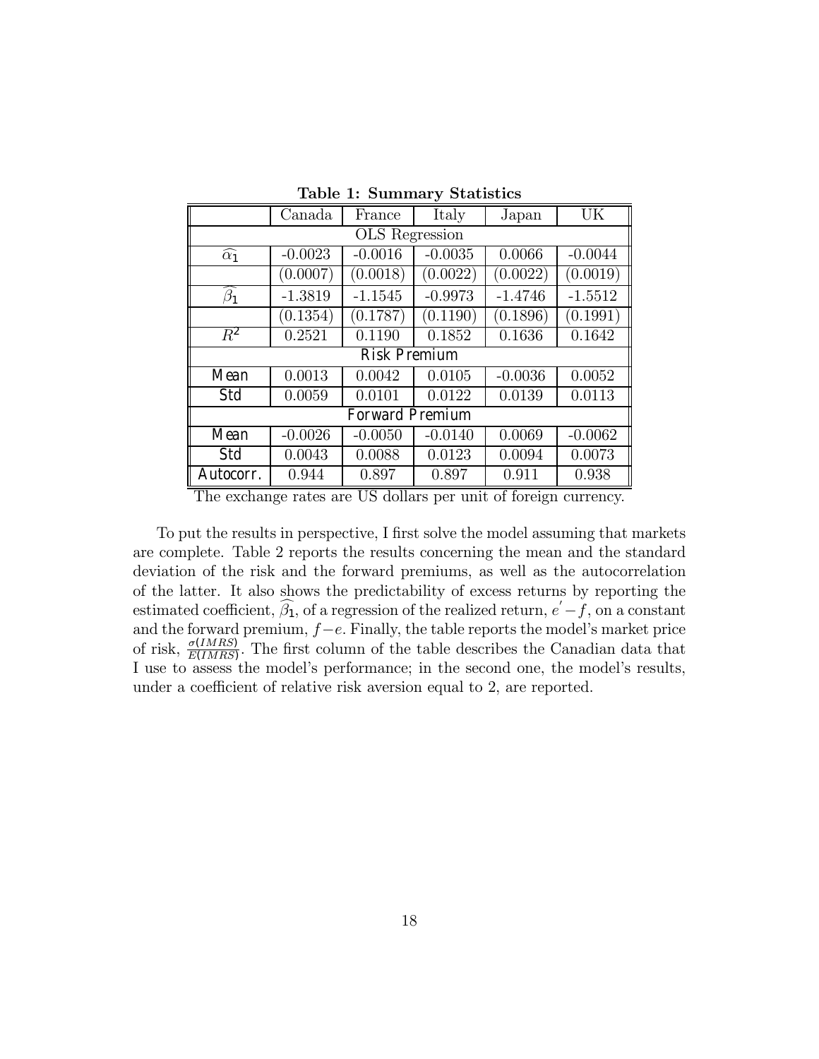**Table 1: Summary Statistics**

| | Canada | France | Italy | Japan | UK |
|---|---|---|---|---|---|
| OLS Regression | | | | | |
| $\widehat{\alpha_1}$ | -0.0023 | -0.0016 | -0.0035 | 0.0066 | -0.0044 |
| | (0.0007) | (0.0018) | (0.0022) | (0.0022) | (0.0019) |
| $\widehat{\beta_1}$ | -1.3819 | -1.1545 | -0.9973 | -1.4746 | -1.5512 |
| | (0.1354) | (0.1787) | (0.1190) | (0.1896) | (0.1991) |
| $R^2$ | 0.2521 | 0.1190 | 0.1852 | 0.1636 | 0.1642 |
| Risk Premium | | | | | |
| Mean | 0.0013 | 0.0042 | 0.0105 | -0.0036 | 0.0052 |
| Std | 0.0059 | 0.0101 | 0.0122 | 0.0139 | 0.0113 |
| Forward Premium | | | | | |
| Mean | -0.0026 | -0.0050 | -0.0140 | 0.0069 | -0.0062 |
| Std | 0.0043 | 0.0088 | 0.0123 | 0.0094 | 0.0073 |
| Autocorr. | 0.944 | 0.897 | 0.897 | 0.911 | 0.938 |

The exchange rates are US dollars per unit of foreign currency.

To put the results in perspective, I first solve the model assuming that markets are complete. Table 2 reports the results concerning the mean and the standard deviation of the risk and the forward premiums, as well as the autocorrelation of the latter. It also shows the predictability of excess returns by reporting the estimated coefficient, $\widehat{\beta_1}$, of a regression of the realized return, $e' - f$, on a constant and the forward premium, $f - e$. Finally, the table reports the model's market price of risk, $\frac{\sigma(IMRS)}{E(IMRS)}$. The first column of the table describes the Canadian data that I use to assess the model's performance; in the second one, the model's results, under a coefficient of relative risk aversion equal to 2, are reported.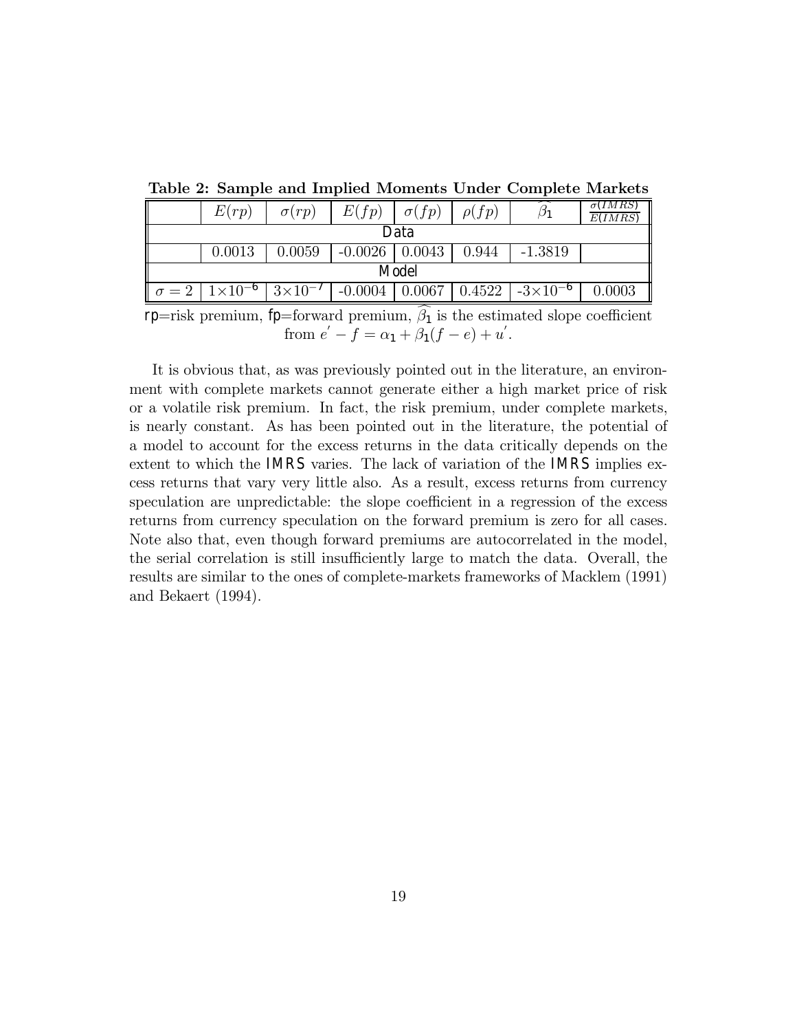**Table 2: Sample and Implied Moments Under Complete Markets**

| | $E(rp)$ | $\sigma(rp)$ | $E(fp)$ | $\sigma(fp)$ | $\rho(fp)$ | $\widehat{\beta_1}$ | $\frac{\sigma(IMRS)}{E(IMRS)}$ |
|---|---|---|---|---|---|---|---|
| Data | | | | | | | |
| | 0.0013 | 0.0059 | -0.0026 | 0.0043 | 0.944 | -1.3819 | |
| Model | | | | | | | |
| $\sigma = 2$ | $1\times10^{-6}$ | $3\times10^{-7}$ | -0.0004 | 0.0067 | 0.4522 | -$3\times10^{-6}$ | 0.0003 |

rp=risk premium, fp=forward premium, $\widehat{\beta_1}$ is the estimated slope coefficient from $e^{'} - f = \alpha_1 + \beta_1(f - e) + u^{'}$.

It is obvious that, as was previously pointed out in the literature, an environment with complete markets cannot generate either a high market price of risk or a volatile risk premium. In fact, the risk premium, under complete markets, is nearly constant. As has been pointed out in the literature, the potential of a model to account for the excess returns in the data critically depends on the extent to which the IMRS varies. The lack of variation of the IMRS implies excess returns that vary very little also. As a result, excess returns from currency speculation are unpredictable: the slope coefficient in a regression of the excess returns from currency speculation on the forward premium is zero for all cases. Note also that, even though forward premiums are autocorrelated in the model, the serial correlation is still insufficiently large to match the data. Overall, the results are similar to the ones of complete-markets frameworks of Macklem (1991) and Bekaert (1994).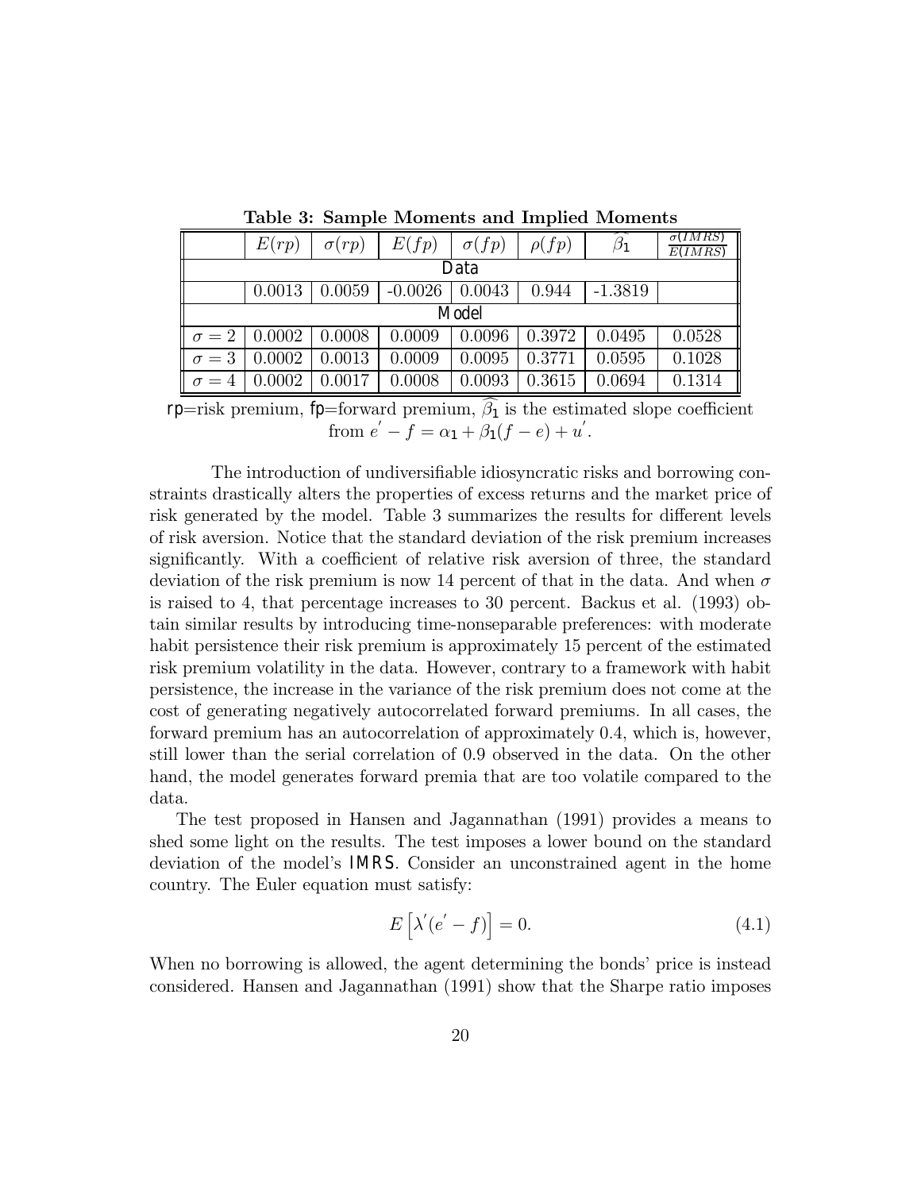**Table 3: Sample Moments and Implied Moments**

| | $E(rp)$ | $\sigma(rp)$ | $E(fp)$ | $\sigma(fp)$ | $\rho(fp)$ | $\widehat{\beta_1}$ | $\frac{\sigma(IMRS)}{E(IMRS)}$ |
|---|---|---|---|---|---|---|---|
| **Data** | | | | | | | |
| | 0.0013 | 0.0059 | -0.0026 | 0.0043 | 0.944 | -1.3819 | |
| **Model** | | | | | | | |
| $\sigma = 2$ | 0.0002 | 0.0008 | 0.0009 | 0.0096 | 0.3972 | 0.0495 | 0.0528 |
| $\sigma = 3$ | 0.0002 | 0.0013 | 0.0009 | 0.0095 | 0.3771 | 0.0595 | 0.1028 |
| $\sigma = 4$ | 0.0002 | 0.0017 | 0.0008 | 0.0093 | 0.3615 | 0.0694 | 0.1314 |

rp=risk premium, fp=forward premium, $\widehat{\beta_1}$ is the estimated slope coefficient from $e^{'} - f = \alpha_1 + \beta_1(f - e) + u^{'}$.

The introduction of undiversifiable idiosyncratic risks and borrowing constraints drastically alters the properties of excess returns and the market price of risk generated by the model. Table 3 summarizes the results for different levels of risk aversion. Notice that the standard deviation of the risk premium increases significantly. With a coefficient of relative risk aversion of three, the standard deviation of the risk premium is now 14 percent of that in the data. And when $\sigma$ is raised to 4, that percentage increases to 30 percent. Backus et al. (1993) obtain similar results by introducing time-nonseparable preferences: with moderate habit persistence their risk premium is approximately 15 percent of the estimated risk premium volatility in the data. However, contrary to a framework with habit persistence, the increase in the variance of the risk premium does not come at the cost of generating negatively autocorrelated forward premiums. In all cases, the forward premium has an autocorrelation of approximately 0.4, which is, however, still lower than the serial correlation of 0.9 observed in the data. On the other hand, the model generates forward premia that are too volatile compared to the data.

The test proposed in Hansen and Jagannathan (1991) provides a means to shed some light on the results. The test imposes a lower bound on the standard deviation of the model's IMRS. Consider an unconstrained agent in the home country. The Euler equation must satisfy:

$$E\left[\lambda^{'}(e^{'} - f)\right] = 0. \tag{4.1}$$

When no borrowing is allowed, the agent determining the bonds' price is instead considered. Hansen and Jagannathan (1991) show that the Sharpe ratio imposes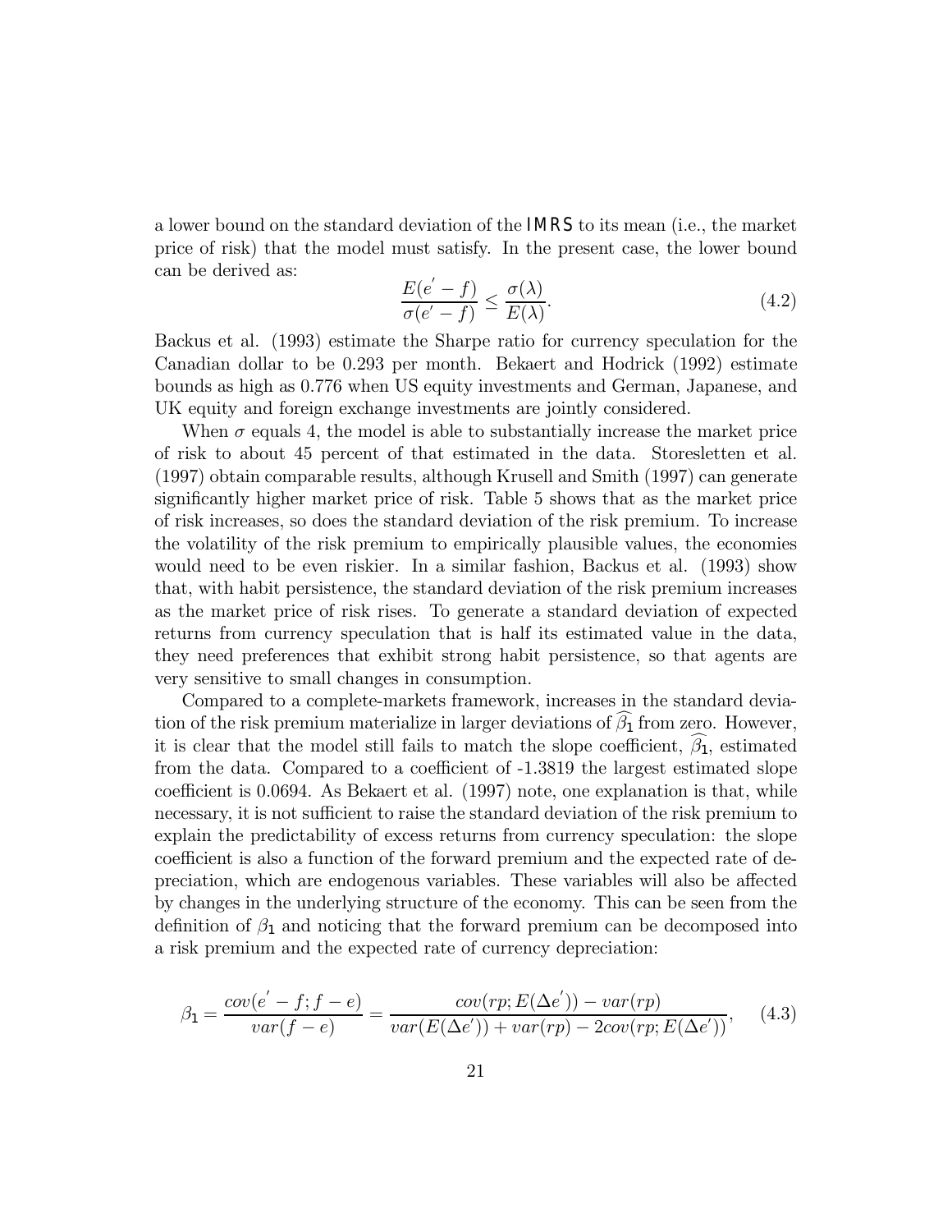a lower bound on the standard deviation of the IMRS to its mean (i.e., the market price of risk) that the model must satisfy. In the present case, the lower bound can be derived as:

$$\frac{E(e^{'} - f)}{\sigma(e^{'} - f)} \leq \frac{\sigma(\lambda)}{E(\lambda)}. \tag{4.2}$$

Backus et al. (1993) estimate the Sharpe ratio for currency speculation for the Canadian dollar to be 0.293 per month. Bekaert and Hodrick (1992) estimate bounds as high as 0.776 when US equity investments and German, Japanese, and UK equity and foreign exchange investments are jointly considered.

When $\sigma$ equals 4, the model is able to substantially increase the market price of risk to about 45 percent of that estimated in the data. Storesletten et al. (1997) obtain comparable results, although Krusell and Smith (1997) can generate significantly higher market price of risk. Table 5 shows that as the market price of risk increases, so does the standard deviation of the risk premium. To increase the volatility of the risk premium to empirically plausible values, the economies would need to be even riskier. In a similar fashion, Backus et al. (1993) show that, with habit persistence, the standard deviation of the risk premium increases as the market price of risk rises. To generate a standard deviation of expected returns from currency speculation that is half its estimated value in the data, they need preferences that exhibit strong habit persistence, so that agents are very sensitive to small changes in consumption.

Compared to a complete-markets framework, increases in the standard deviation of the risk premium materialize in larger deviations of $\widehat{\beta_1}$ from zero. However, it is clear that the model still fails to match the slope coefficient, $\widehat{\beta_1}$, estimated from the data. Compared to a coefficient of -1.3819 the largest estimated slope coefficient is 0.0694. As Bekaert et al. (1997) note, one explanation is that, while necessary, it is not sufficient to raise the standard deviation of the risk premium to explain the predictability of excess returns from currency speculation: the slope coefficient is also a function of the forward premium and the expected rate of depreciation, which are endogenous variables. These variables will also be affected by changes in the underlying structure of the economy. This can be seen from the definition of $\beta_1$ and noticing that the forward premium can be decomposed into a risk premium and the expected rate of currency depreciation:

$$\beta_1 = \frac{cov(e^{'} - f; f - e)}{var(f - e)} = \frac{cov(rp; E(\Delta e^{'})) - var(rp)}{var(E(\Delta e^{'})) + var(rp) - 2cov(rp; E(\Delta e^{'}))}, \tag{4.3}$$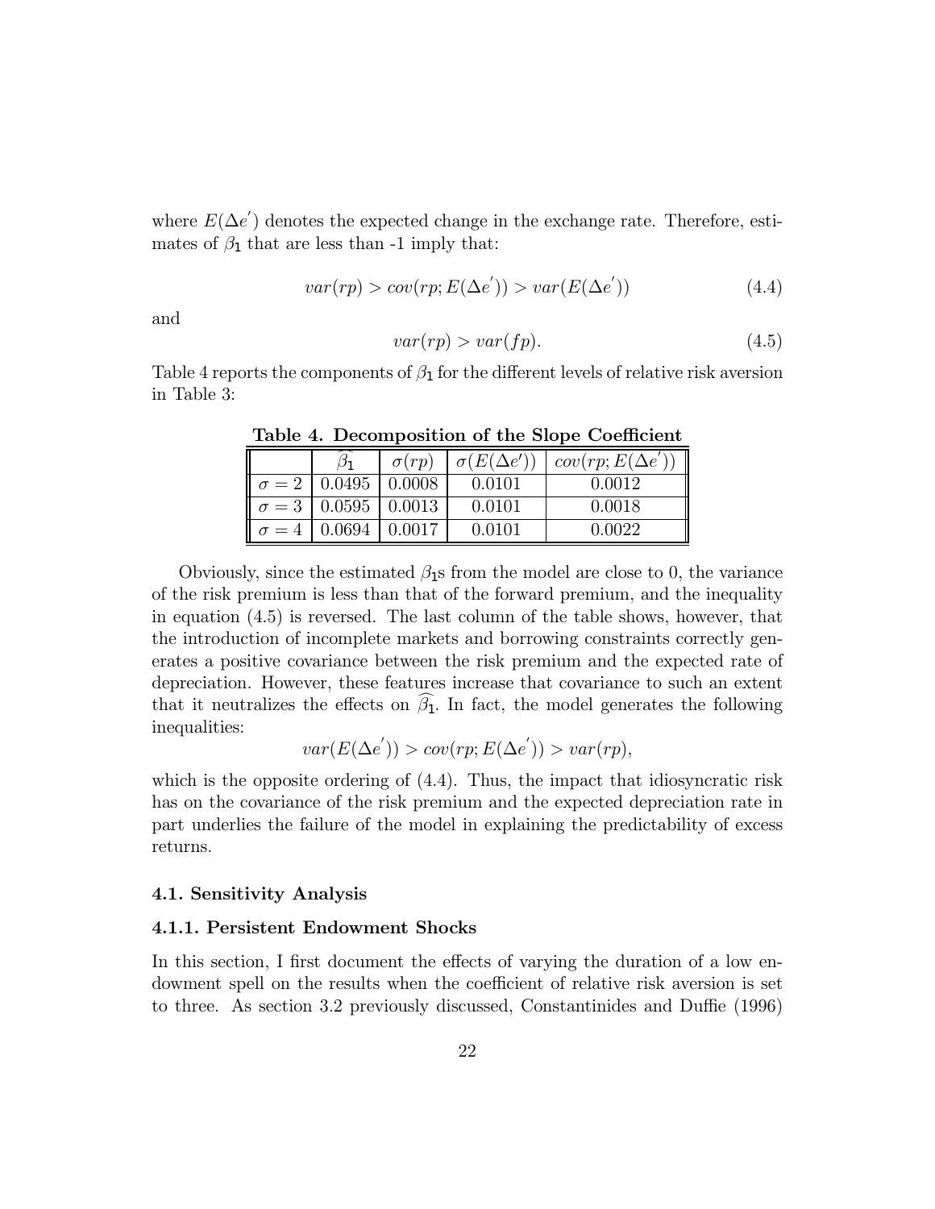where $E(\Delta e^{'})$ denotes the expected change in the exchange rate. Therefore, estimates of $\beta_1$ that are less than -1 imply that:

$$var(rp) > cov(rp; E(\Delta e^{'})) > var(E(\Delta e^{'})) \tag{4.4}$$

and

$$var(rp) > var(fp). \tag{4.5}$$

Table 4 reports the components of $\beta_1$ for the different levels of relative risk aversion in Table 3:

**Table 4. Decomposition of the Slope Coefficient**

| | $\widehat{\beta_1}$ | $\sigma(rp)$ | $\sigma(E(\Delta e'))$ | $cov(rp; E(\Delta e^{'}))$ |
|---|---|---|---|---|
| $\sigma = 2$ | 0.0495 | 0.0008 | 0.0101 | 0.0012 |
| $\sigma = 3$ | 0.0595 | 0.0013 | 0.0101 | 0.0018 |
| $\sigma = 4$ | 0.0694 | 0.0017 | 0.0101 | 0.0022 |

Obviously, since the estimated $\beta_1$s from the model are close to 0, the variance of the risk premium is less than that of the forward premium, and the inequality in equation (4.5) is reversed. The last column of the table shows, however, that the introduction of incomplete markets and borrowing constraints correctly generates a positive covariance between the risk premium and the expected rate of depreciation. However, these features increase that covariance to such an extent that it neutralizes the effects on $\widehat{\beta_1}$. In fact, the model generates the following inequalities:

$$var(E(\Delta e^{'})) > cov(rp; E(\Delta e^{'})) > var(rp),$$

which is the opposite ordering of (4.4). Thus, the impact that idiosyncratic risk has on the covariance of the risk premium and the expected depreciation rate in part underlies the failure of the model in explaining the predictability of excess returns.

### 4.1. Sensitivity Analysis

#### 4.1.1. Persistent Endowment Shocks

In this section, I first document the effects of varying the duration of a low endowment spell on the results when the coefficient of relative risk aversion is set to three. As section 3.2 previously discussed, Constantinides and Duffie (1996)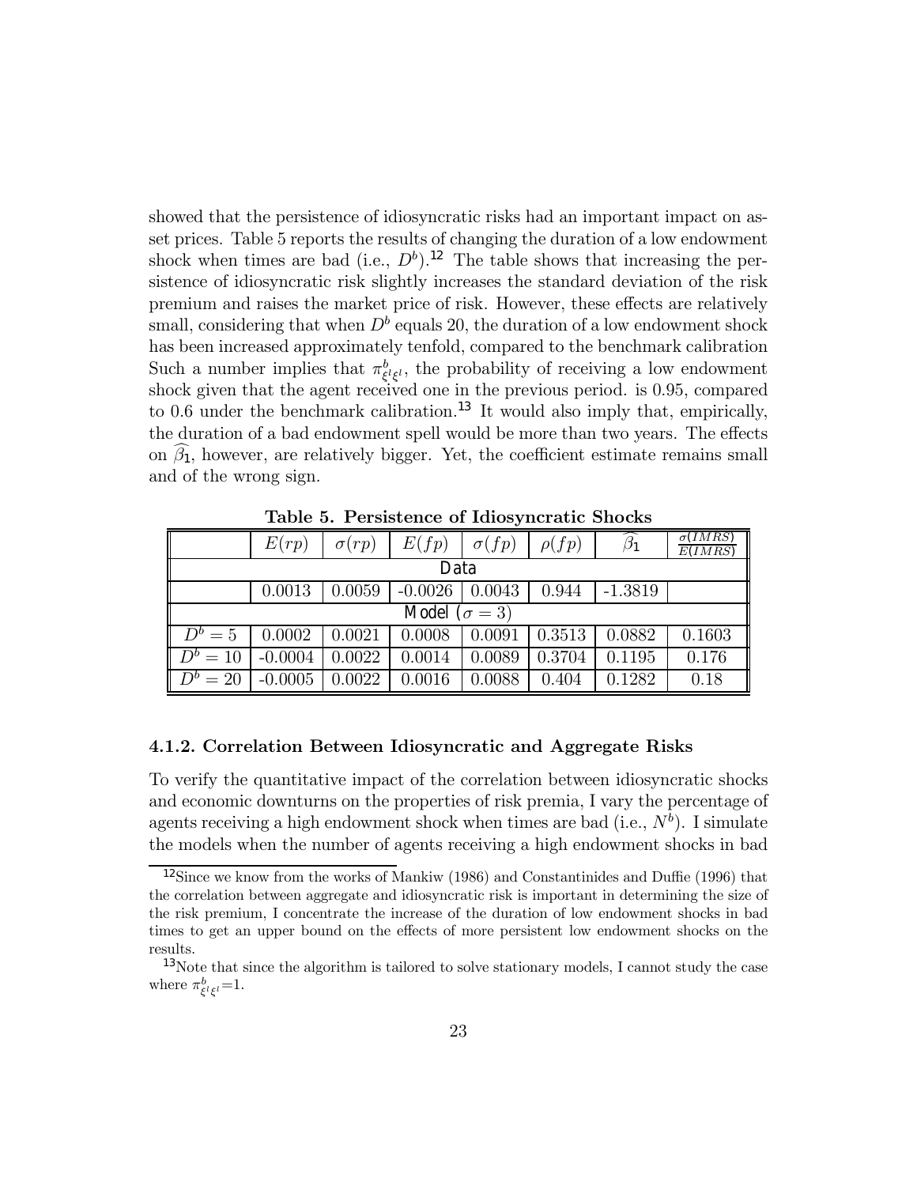showed that the persistence of idiosyncratic risks had an important impact on asset prices. Table 5 reports the results of changing the duration of a low endowment shock when times are bad (i.e., $D^b$).[12] The table shows that increasing the persistence of idiosyncratic risk slightly increases the standard deviation of the risk premium and raises the market price of risk. However, these effects are relatively small, considering that when $D^b$ equals 20, the duration of a low endowment shock has been increased approximately tenfold, compared to the benchmark calibration Such a number implies that $\pi^b_{\xi^l\xi^l}$, the probability of receiving a low endowment shock given that the agent received one in the previous period. is 0.95, compared to 0.6 under the benchmark calibration.[13] It would also imply that, empirically, the duration of a bad endowment spell would be more than two years. The effects on $\widehat{\beta}_1$, however, are relatively bigger. Yet, the coefficient estimate remains small and of the wrong sign.

**Table 5. Persistence of Idiosyncratic Shocks**

| | $E(rp)$ | $\sigma(rp)$ | $E(fp)$ | $\sigma(fp)$ | $\rho(fp)$ | $\widehat{\beta}_1$ | $\frac{\sigma(IMRS)}{E(IMRS)}$ |
|---|---|---|---|---|---|---|---|
| Data | | | | | | | |
| | 0.0013 | 0.0059 | -0.0026 | 0.0043 | 0.944 | -1.3819 | |
| Model ($\sigma = 3$) | | | | | | | |
| $D^b = 5$ | 0.0002 | 0.0021 | 0.0008 | 0.0091 | 0.3513 | 0.0882 | 0.1603 |
| $D^b = 10$ | -0.0004 | 0.0022 | 0.0014 | 0.0089 | 0.3704 | 0.1195 | 0.176 |
| $D^b = 20$ | -0.0005 | 0.0022 | 0.0016 | 0.0088 | 0.404 | 0.1282 | 0.18 |

### 4.1.2. Correlation Between Idiosyncratic and Aggregate Risks

To verify the quantitative impact of the correlation between idiosyncratic shocks and economic downturns on the properties of risk premia, I vary the percentage of agents receiving a high endowment shock when times are bad (i.e., $N^b$). I simulate the models when the number of agents receiving a high endowment shocks in bad

[12] Since we know from the works of Mankiw (1986) and Constantinides and Duffie (1996) that the correlation between aggregate and idiosyncratic risk is important in determining the size of the risk premium, I concentrate the increase of the duration of low endowment shocks in bad times to get an upper bound on the effects of more persistent low endowment shocks on the results.

[13] Note that since the algorithm is tailored to solve stationary models, I cannot study the case where $\pi^b_{\xi^l\xi^l}$=1.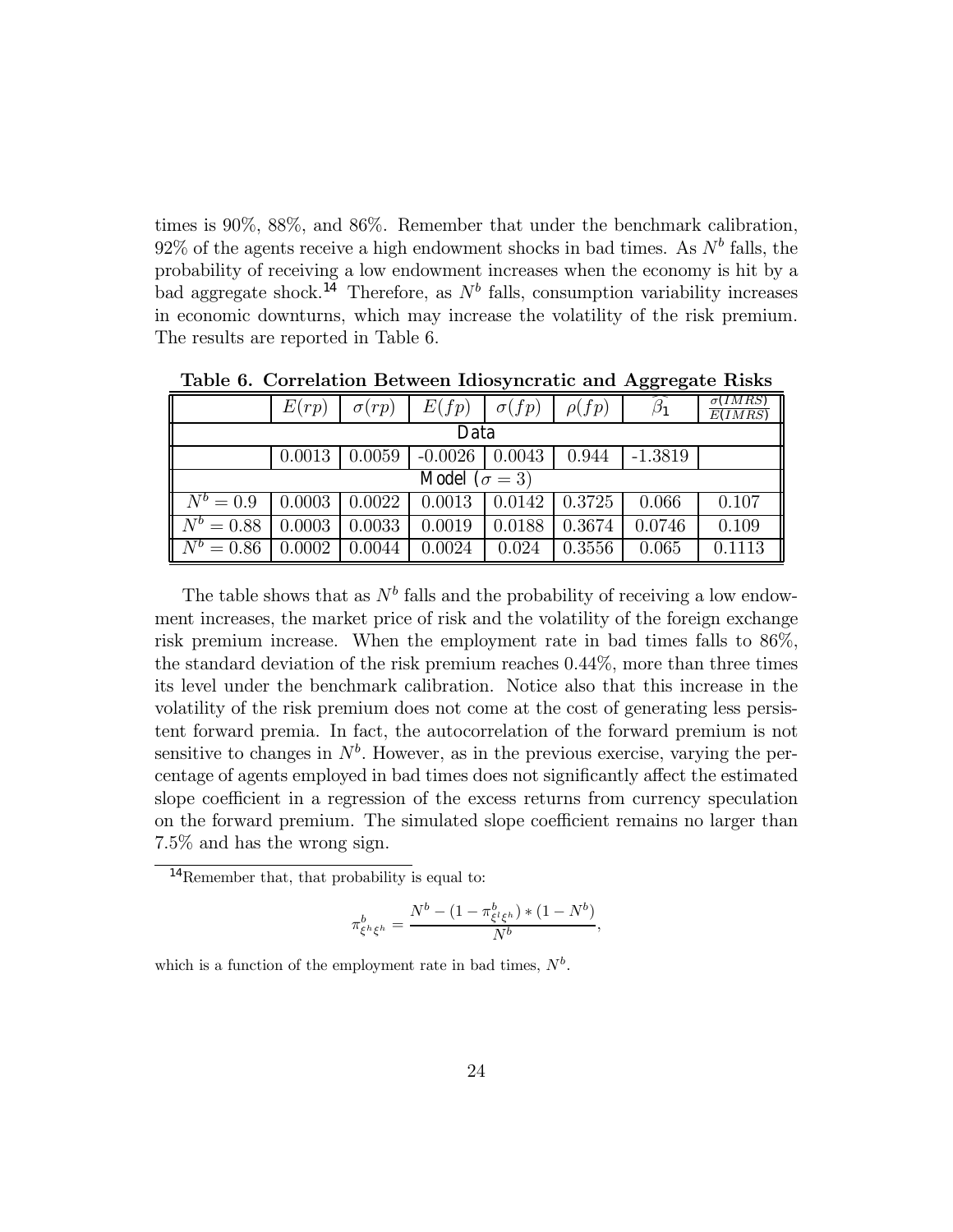times is 90%, 88%, and 86%. Remember that under the benchmark calibration, 92% of the agents receive a high endowment shocks in bad times. As $N^b$ falls, the probability of receiving a low endowment increases when the economy is hit by a bad aggregate shock.[14] Therefore, as $N^b$ falls, consumption variability increases in economic downturns, which may increase the volatility of the risk premium. The results are reported in Table 6.

**Table 6. Correlation Between Idiosyncratic and Aggregate Risks**

| | $E(rp)$ | $\sigma(rp)$ | $E(fp)$ | $\sigma(fp)$ | $\rho(fp)$ | $\widehat{\beta_1}$ | $\frac{\sigma(IMRS)}{E(IMRS)}$ |
|---|---|---|---|---|---|---|---|
| **Data** | | | | | | | |
| | 0.0013 | 0.0059 | -0.0026 | 0.0043 | 0.944 | -1.3819 | |
| **Model ($\sigma = 3$)** | | | | | | | |
| $N^b = 0.9$ | 0.0003 | 0.0022 | 0.0013 | 0.0142 | 0.3725 | 0.066 | 0.107 |
| $N^b = 0.88$ | 0.0003 | 0.0033 | 0.0019 | 0.0188 | 0.3674 | 0.0746 | 0.109 |
| $N^b = 0.86$ | 0.0002 | 0.0044 | 0.0024 | 0.024 | 0.3556 | 0.065 | 0.1113 |

The table shows that as $N^b$ falls and the probability of receiving a low endowment increases, the market price of risk and the volatility of the foreign exchange risk premium increase. When the employment rate in bad times falls to 86%, the standard deviation of the risk premium reaches 0.44%, more than three times its level under the benchmark calibration. Notice also that this increase in the volatility of the risk premium does not come at the cost of generating less persistent forward premia. In fact, the autocorrelation of the forward premium is not sensitive to changes in $N^b$. However, as in the previous exercise, varying the percentage of agents employed in bad times does not significantly affect the estimated slope coefficient in a regression of the excess returns from currency speculation on the forward premium. The simulated slope coefficient remains no larger than 7.5% and has the wrong sign.

[14] Remember that, that probability is equal to:

$$\pi^b_{\xi^h \xi^h} = \frac{N^b - (1 - \pi^b_{\xi^l \xi^h}) * (1 - N^b)}{N^b},$$

which is a function of the employment rate in bad times, $N^b$.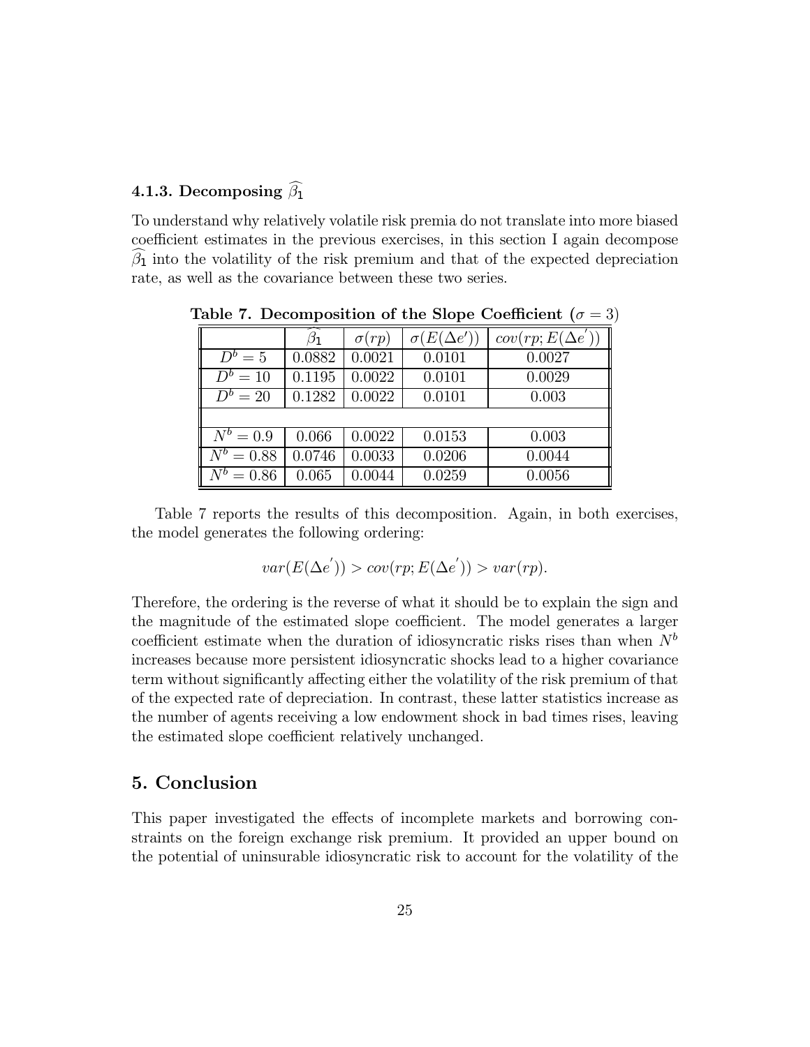#### 4.1.3. Decomposing $\widehat{\beta_1}$

To understand why relatively volatile risk premia do not translate into more biased coefficient estimates in the previous exercises, in this section I again decompose $\widehat{\beta_1}$ into the volatility of the risk premium and that of the expected depreciation rate, as well as the covariance between these two series.

**Table 7. Decomposition of the Slope Coefficient ($\sigma = 3$)**

| | $\widehat{\beta_1}$ | $\sigma(rp)$ | $\sigma(E(\Delta e'))$ | $cov(rp; E(\Delta e'))$ |
|---|---|---|---|---|
| $D^b = 5$ | 0.0882 | 0.0021 | 0.0101 | 0.0027 |
| $D^b = 10$ | 0.1195 | 0.0022 | 0.0101 | 0.0029 |
| $D^b = 20$ | 0.1282 | 0.0022 | 0.0101 | 0.003 |
| | | | | |
| $N^b = 0.9$ | 0.066 | 0.0022 | 0.0153 | 0.003 |
| $N^b = 0.88$ | 0.0746 | 0.0033 | 0.0206 | 0.0044 |
| $N^b = 0.86$ | 0.065 | 0.0044 | 0.0259 | 0.0056 |

Table 7 reports the results of this decomposition. Again, in both exercises, the model generates the following ordering:

$$var(E(\Delta e')) > cov(rp; E(\Delta e')) > var(rp).$$

Therefore, the ordering is the reverse of what it should be to explain the sign and the magnitude of the estimated slope coefficient. The model generates a larger coefficient estimate when the duration of idiosyncratic risks rises than when $N^b$ increases because more persistent idiosyncratic shocks lead to a higher covariance term without significantly affecting either the volatility of the risk premium of that of the expected rate of depreciation. In contrast, these latter statistics increase as the number of agents receiving a low endowment shock in bad times rises, leaving the estimated slope coefficient relatively unchanged.

# 5. Conclusion

This paper investigated the effects of incomplete markets and borrowing constraints on the foreign exchange risk premium. It provided an upper bound on the potential of uninsurable idiosyncratic risk to account for the volatility of the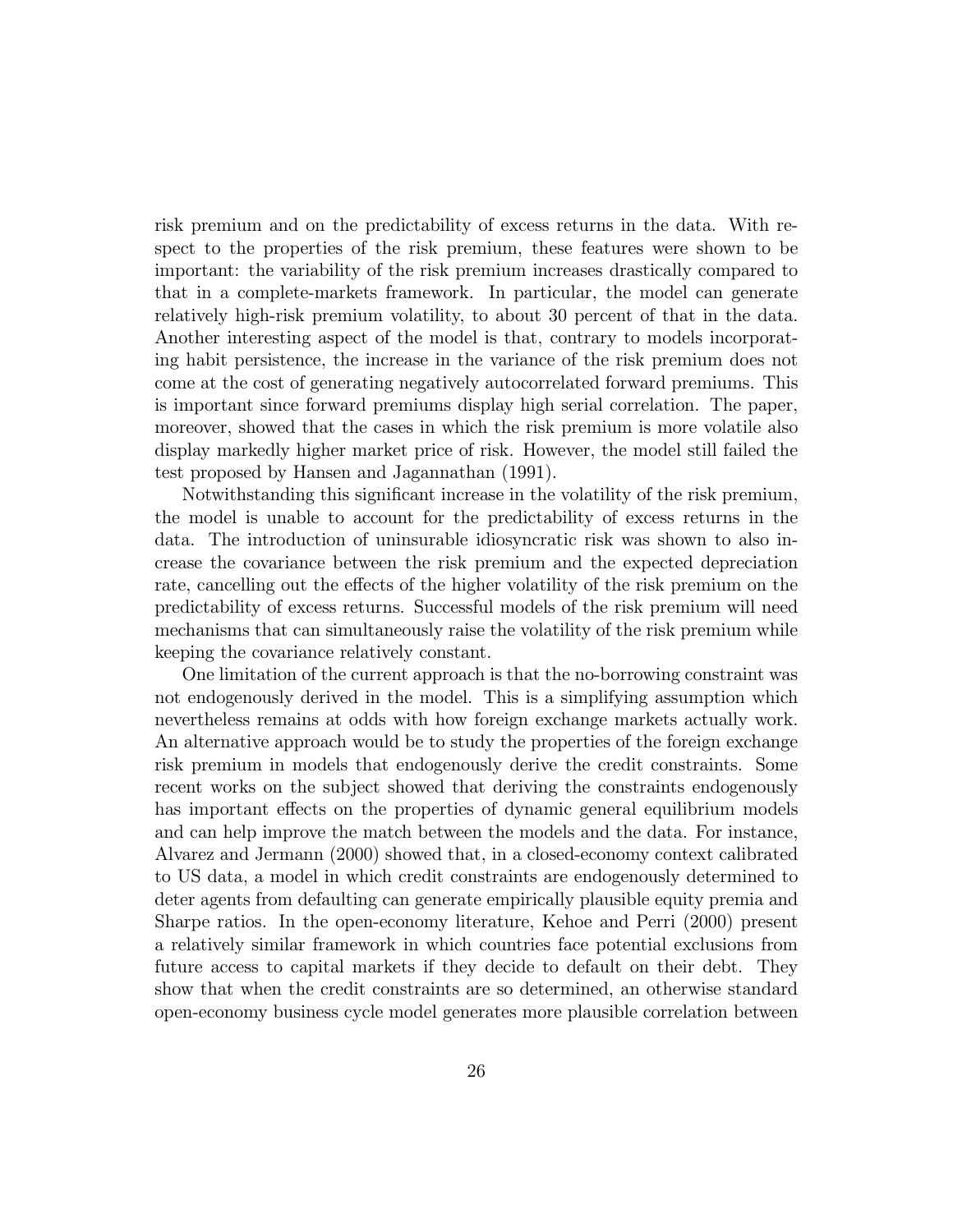risk premium and on the predictability of excess returns in the data. With respect to the properties of the risk premium, these features were shown to be important: the variability of the risk premium increases drastically compared to that in a complete-markets framework. In particular, the model can generate relatively high-risk premium volatility, to about 30 percent of that in the data. Another interesting aspect of the model is that, contrary to models incorporating habit persistence, the increase in the variance of the risk premium does not come at the cost of generating negatively autocorrelated forward premiums. This is important since forward premiums display high serial correlation. The paper, moreover, showed that the cases in which the risk premium is more volatile also display markedly higher market price of risk. However, the model still failed the test proposed by Hansen and Jagannathan (1991).

Notwithstanding this significant increase in the volatility of the risk premium, the model is unable to account for the predictability of excess returns in the data. The introduction of uninsurable idiosyncratic risk was shown to also increase the covariance between the risk premium and the expected depreciation rate, cancelling out the effects of the higher volatility of the risk premium on the predictability of excess returns. Successful models of the risk premium will need mechanisms that can simultaneously raise the volatility of the risk premium while keeping the covariance relatively constant.

One limitation of the current approach is that the no-borrowing constraint was not endogenously derived in the model. This is a simplifying assumption which nevertheless remains at odds with how foreign exchange markets actually work. An alternative approach would be to study the properties of the foreign exchange risk premium in models that endogenously derive the credit constraints. Some recent works on the subject showed that deriving the constraints endogenously has important effects on the properties of dynamic general equilibrium models and can help improve the match between the models and the data. For instance, Alvarez and Jermann (2000) showed that, in a closed-economy context calibrated to US data, a model in which credit constraints are endogenously determined to deter agents from defaulting can generate empirically plausible equity premia and Sharpe ratios. In the open-economy literature, Kehoe and Perri (2000) present a relatively similar framework in which countries face potential exclusions from future access to capital markets if they decide to default on their debt. They show that when the credit constraints are so determined, an otherwise standard open-economy business cycle model generates more plausible correlation between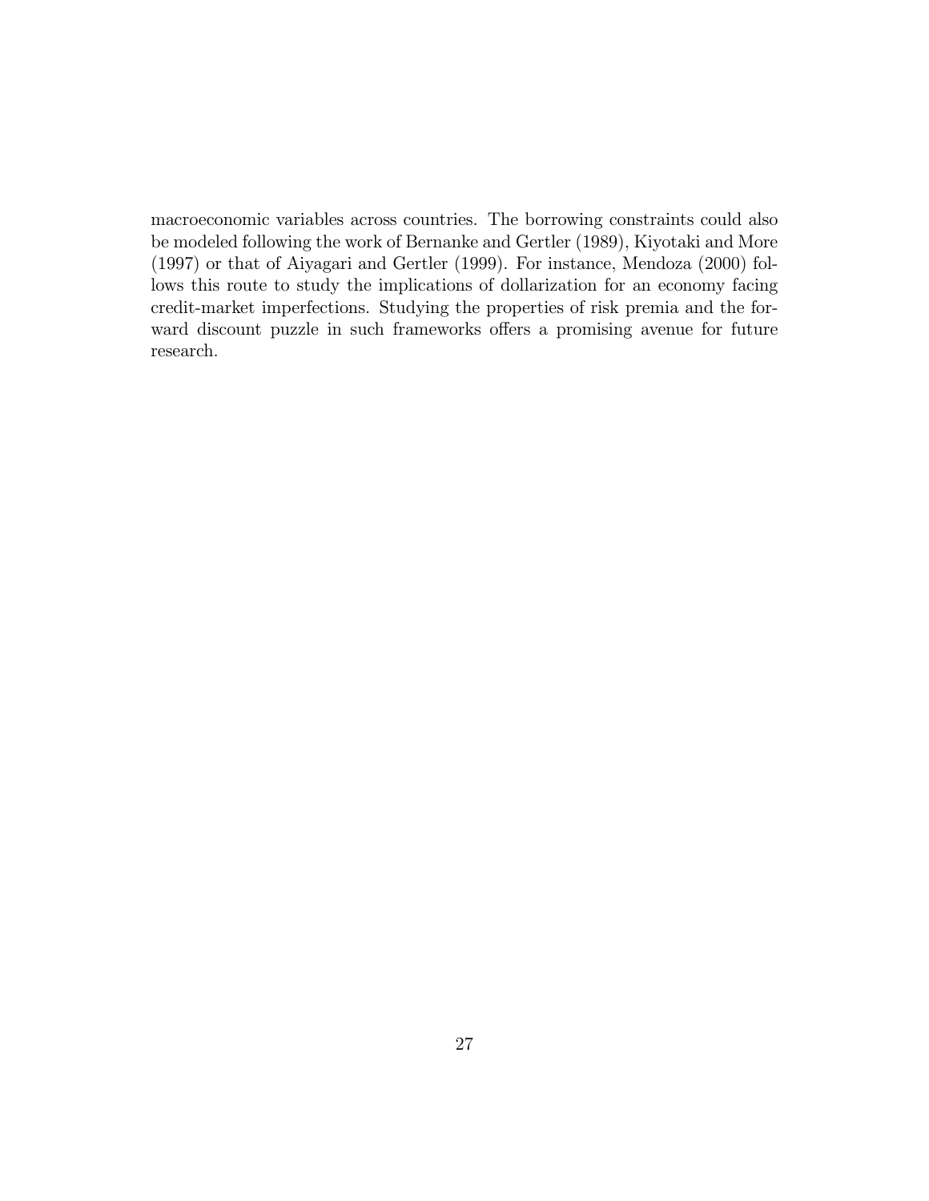macroeconomic variables across countries. The borrowing constraints could also be modeled following the work of Bernanke and Gertler (1989), Kiyotaki and More (1997) or that of Aiyagari and Gertler (1999). For instance, Mendoza (2000) follows this route to study the implications of dollarization for an economy facing credit-market imperfections. Studying the properties of risk premia and the forward discount puzzle in such frameworks offers a promising avenue for future research.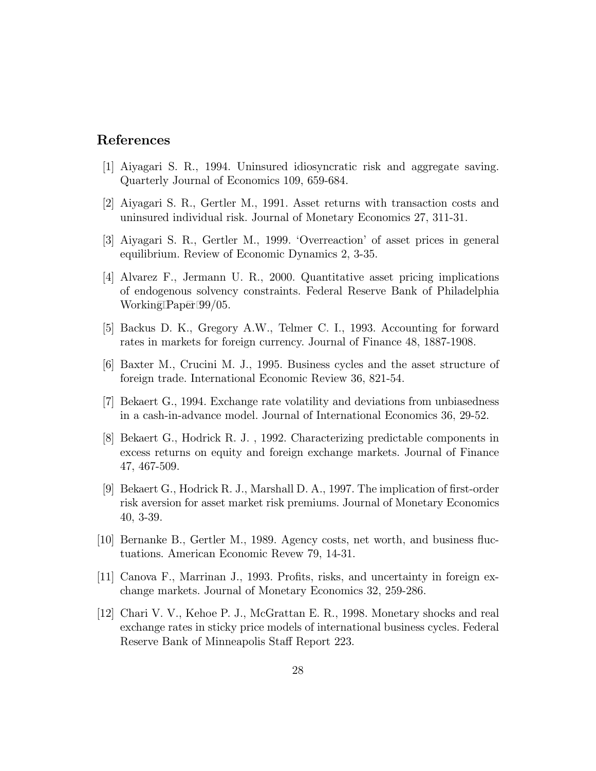## References

[1] Aiyagari S. R., 1994. Uninsured idiosyncratic risk and aggregate saving. Quarterly Journal of Economics 109, 659-684.

[2] Aiyagari S. R., Gertler M., 1991. Asset returns with transaction costs and uninsured individual risk. Journal of Monetary Economics 27, 311-31.

[3] Aiyagari S. R., Gertler M., 1999. 'Overreaction' of asset prices in general equilibrium. Review of Economic Dynamics 2, 3-35.

[4] Alvarez F., Jermann U. R., 2000. Quantitative asset pricing implications of endogenous solvency constraints. Federal Reserve Bank of Philadelphia Working Paper 99/05.

[5] Backus D. K., Gregory A.W., Telmer C. I., 1993. Accounting for forward rates in markets for foreign currency. Journal of Finance 48, 1887-1908.

[6] Baxter M., Crucini M. J., 1995. Business cycles and the asset structure of foreign trade. International Economic Review 36, 821-54.

[7] Bekaert G., 1994. Exchange rate volatility and deviations from unbiasedness in a cash-in-advance model. Journal of International Economics 36, 29-52.

[8] Bekaert G., Hodrick R. J. , 1992. Characterizing predictable components in excess returns on equity and foreign exchange markets. Journal of Finance 47, 467-509.

[9] Bekaert G., Hodrick R. J., Marshall D. A., 1997. The implication of first-order risk aversion for asset market risk premiums. Journal of Monetary Economics 40, 3-39.

[10] Bernanke B., Gertler M., 1989. Agency costs, net worth, and business fluctuations. American Economic Revew 79, 14-31.

[11] Canova F., Marrinan J., 1993. Profits, risks, and uncertainty in foreign exchange markets. Journal of Monetary Economics 32, 259-286.

[12] Chari V. V., Kehoe P. J., McGrattan E. R., 1998. Monetary shocks and real exchange rates in sticky price models of international business cycles. Federal Reserve Bank of Minneapolis Staff Report 223.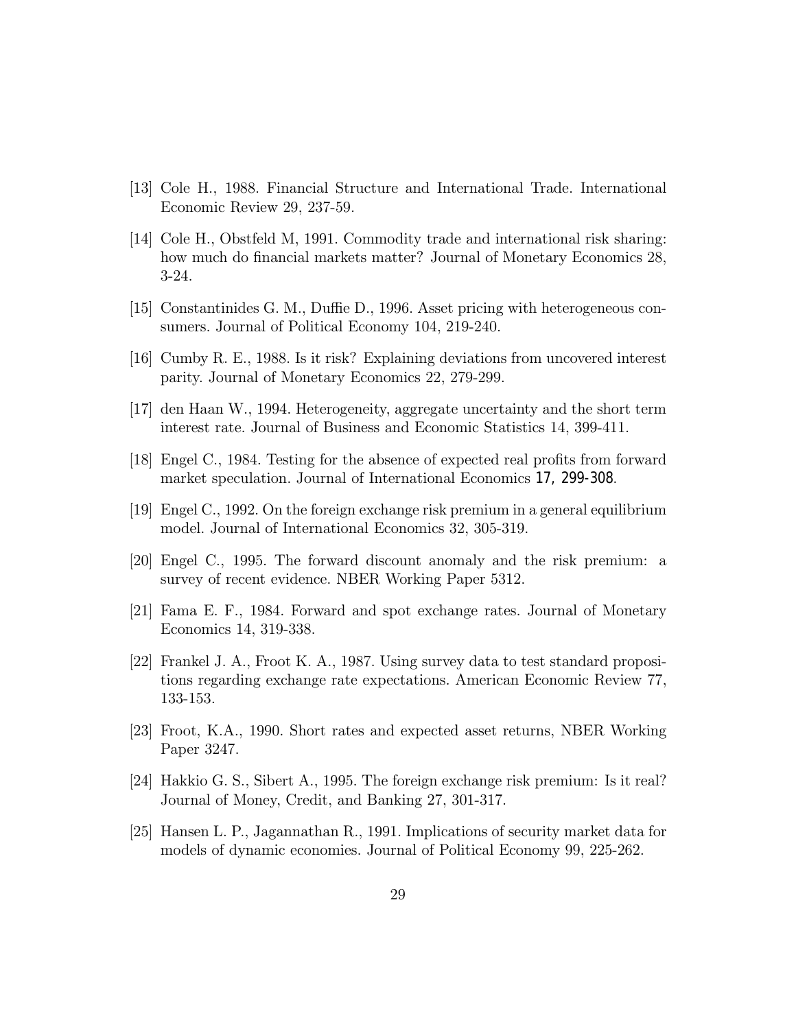[13] Cole H., 1988. Financial Structure and International Trade. International Economic Review 29, 237-59.

[14] Cole H., Obstfeld M, 1991. Commodity trade and international risk sharing: how much do financial markets matter? Journal of Monetary Economics 28, 3-24.

[15] Constantinides G. M., Duffie D., 1996. Asset pricing with heterogeneous consumers. Journal of Political Economy 104, 219-240.

[16] Cumby R. E., 1988. Is it risk? Explaining deviations from uncovered interest parity. Journal of Monetary Economics 22, 279-299.

[17] den Haan W., 1994. Heterogeneity, aggregate uncertainty and the short term interest rate. Journal of Business and Economic Statistics 14, 399-411.

[18] Engel C., 1984. Testing for the absence of expected real profits from forward market speculation. Journal of International Economics 17, 299-308.

[19] Engel C., 1992. On the foreign exchange risk premium in a general equilibrium model. Journal of International Economics 32, 305-319.

[20] Engel C., 1995. The forward discount anomaly and the risk premium: a survey of recent evidence. NBER Working Paper 5312.

[21] Fama E. F., 1984. Forward and spot exchange rates. Journal of Monetary Economics 14, 319-338.

[22] Frankel J. A., Froot K. A., 1987. Using survey data to test standard propositions regarding exchange rate expectations. American Economic Review 77, 133-153.

[23] Froot, K.A., 1990. Short rates and expected asset returns, NBER Working Paper 3247.

[24] Hakkio G. S., Sibert A., 1995. The foreign exchange risk premium: Is it real? Journal of Money, Credit, and Banking 27, 301-317.

[25] Hansen L. P., Jagannathan R., 1991. Implications of security market data for models of dynamic economies. Journal of Political Economy 99, 225-262.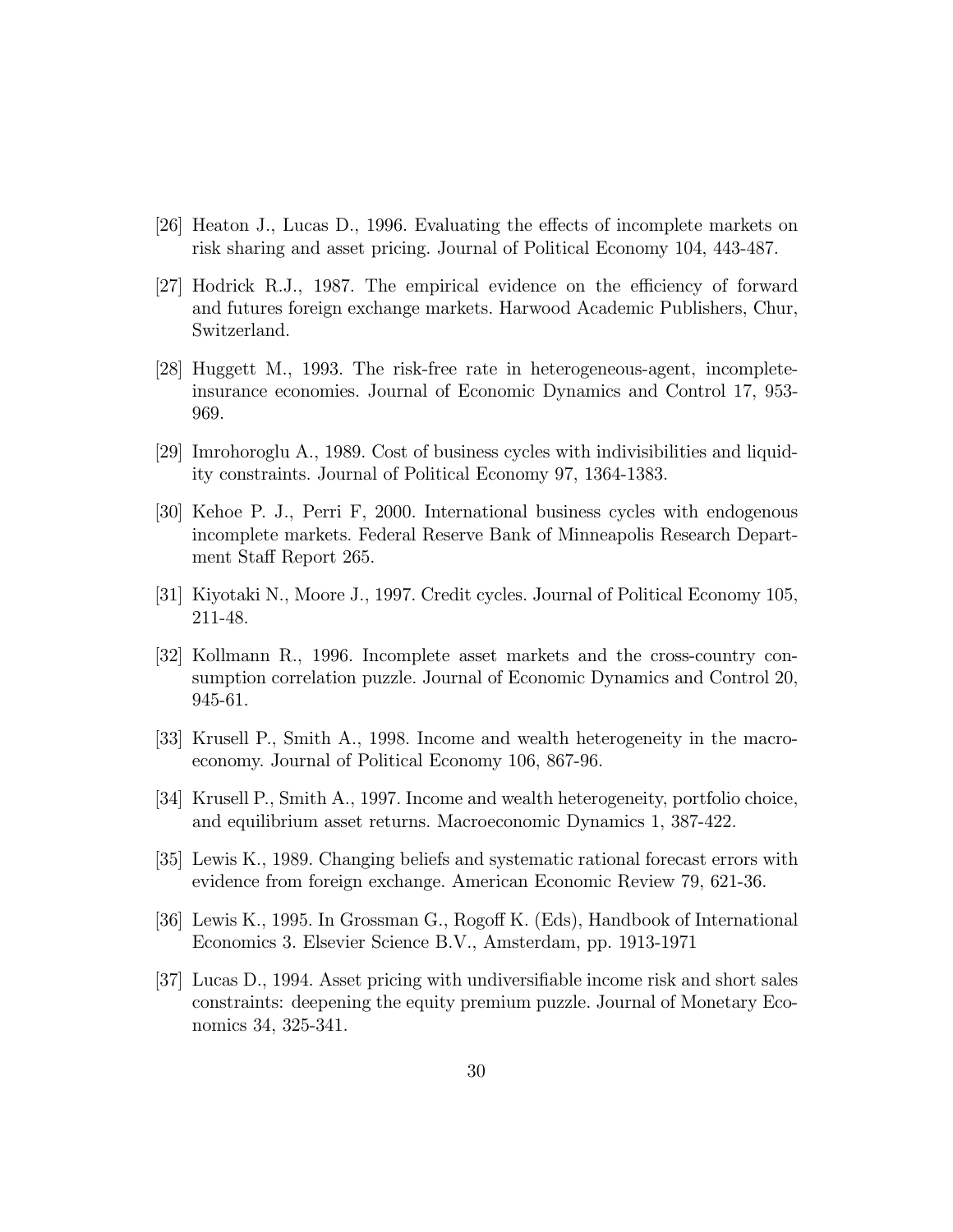[26] Heaton J., Lucas D., 1996. Evaluating the effects of incomplete markets on risk sharing and asset pricing. Journal of Political Economy 104, 443-487.

[27] Hodrick R.J., 1987. The empirical evidence on the efficiency of forward and futures foreign exchange markets. Harwood Academic Publishers, Chur, Switzerland.

[28] Huggett M., 1993. The risk-free rate in heterogeneous-agent, incomplete-insurance economies. Journal of Economic Dynamics and Control 17, 953-969.

[29] Imrohoroglu A., 1989. Cost of business cycles with indivisibilities and liquidity constraints. Journal of Political Economy 97, 1364-1383.

[30] Kehoe P. J., Perri F, 2000. International business cycles with endogenous incomplete markets. Federal Reserve Bank of Minneapolis Research Department Staff Report 265.

[31] Kiyotaki N., Moore J., 1997. Credit cycles. Journal of Political Economy 105, 211-48.

[32] Kollmann R., 1996. Incomplete asset markets and the cross-country consumption correlation puzzle. Journal of Economic Dynamics and Control 20, 945-61.

[33] Krusell P., Smith A., 1998. Income and wealth heterogeneity in the macroeconomy. Journal of Political Economy 106, 867-96.

[34] Krusell P., Smith A., 1997. Income and wealth heterogeneity, portfolio choice, and equilibrium asset returns. Macroeconomic Dynamics 1, 387-422.

[35] Lewis K., 1989. Changing beliefs and systematic rational forecast errors with evidence from foreign exchange. American Economic Review 79, 621-36.

[36] Lewis K., 1995. In Grossman G., Rogoff K. (Eds), Handbook of International Economics 3. Elsevier Science B.V., Amsterdam, pp. 1913-1971

[37] Lucas D., 1994. Asset pricing with undiversifiable income risk and short sales constraints: deepening the equity premium puzzle. Journal of Monetary Economics 34, 325-341.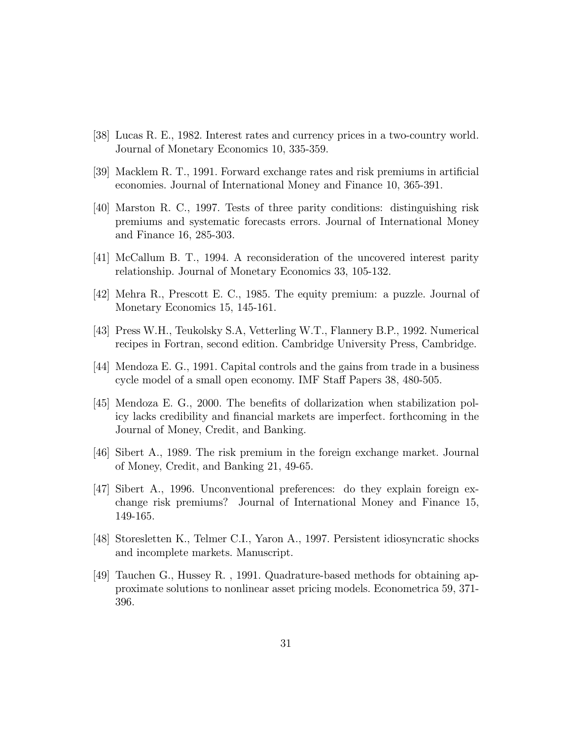[38] Lucas R. E., 1982. Interest rates and currency prices in a two-country world. Journal of Monetary Economics 10, 335-359.

[39] Macklem R. T., 1991. Forward exchange rates and risk premiums in artificial economies. Journal of International Money and Finance 10, 365-391.

[40] Marston R. C., 1997. Tests of three parity conditions: distinguishing risk premiums and systematic forecasts errors. Journal of International Money and Finance 16, 285-303.

[41] McCallum B. T., 1994. A reconsideration of the uncovered interest parity relationship. Journal of Monetary Economics 33, 105-132.

[42] Mehra R., Prescott E. C., 1985. The equity premium: a puzzle. Journal of Monetary Economics 15, 145-161.

[43] Press W.H., Teukolsky S.A, Vetterling W.T., Flannery B.P., 1992. Numerical recipes in Fortran, second edition. Cambridge University Press, Cambridge.

[44] Mendoza E. G., 1991. Capital controls and the gains from trade in a business cycle model of a small open economy. IMF Staff Papers 38, 480-505.

[45] Mendoza E. G., 2000. The benefits of dollarization when stabilization policy lacks credibility and financial markets are imperfect. forthcoming in the Journal of Money, Credit, and Banking.

[46] Sibert A., 1989. The risk premium in the foreign exchange market. Journal of Money, Credit, and Banking 21, 49-65.

[47] Sibert A., 1996. Unconventional preferences: do they explain foreign exchange risk premiums? Journal of International Money and Finance 15, 149-165.

[48] Storesletten K., Telmer C.I., Yaron A., 1997. Persistent idiosyncratic shocks and incomplete markets. Manuscript.

[49] Tauchen G., Hussey R. , 1991. Quadrature-based methods for obtaining approximate solutions to nonlinear asset pricing models. Econometrica 59, 371-396.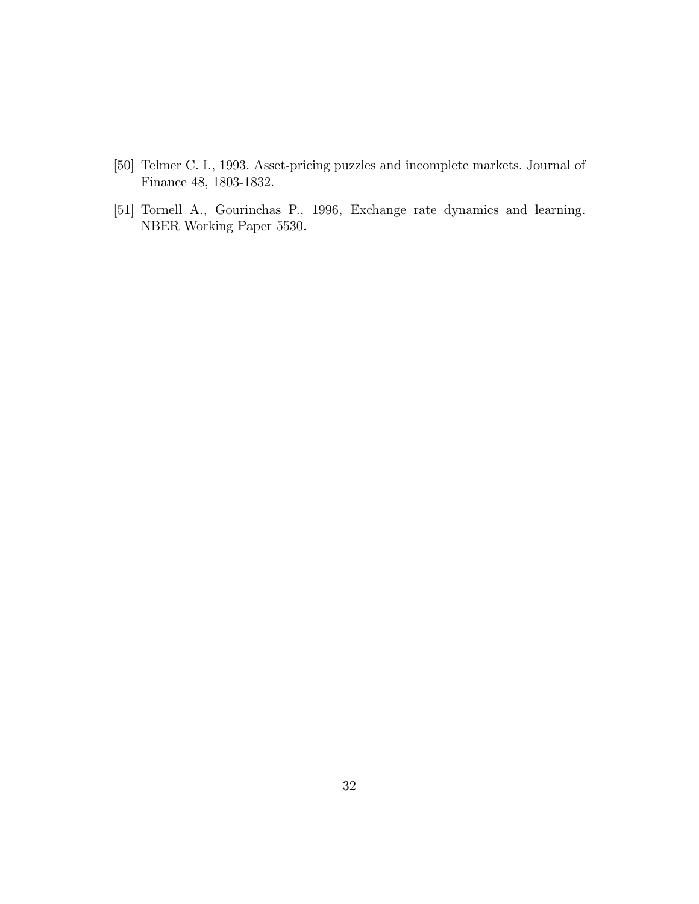[50] Telmer C. I., 1993. Asset-pricing puzzles and incomplete markets. Journal of Finance 48, 1803-1832.

[51] Tornell A., Gourinchas P., 1996, Exchange rate dynamics and learning. NBER Working Paper 5530.